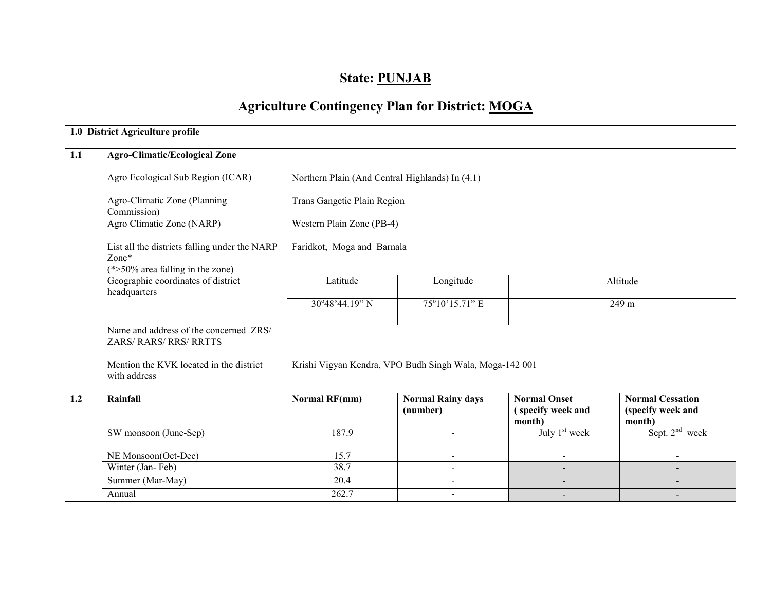# State: PUNJAB

## Agriculture Contingency Plan for District: MOGA

| 1.0 District Agriculture profile | | | | | |
|---|---|---|---|---|---|
| **1.1** | **Agro-Climatic/Ecological Zone** | | | | |
| | Agro Ecological Sub Region (ICAR) | Northern Plain (And Central Highlands) In (4.1) | | | |
| | Agro-Climatic Zone (Planning Commission) | Trans Gangetic Plain Region | | | |
| | Agro Climatic Zone (NARP) | Western Plain Zone (PB-4) | | | |
| | List all the districts falling under the NARP Zone* (*>50% area falling in the zone) | Faridkot, Moga and Barnala | | | |
| | Geographic coordinates of district headquarters | Latitude | Longitude | Altitude | |
| | | 30°48'44.19" N | 75°10'15.71" E | 249 m | |
| | Name and address of the concerned ZRS/ ZARS/ RARS/ RRS/ RRTTS | | | | |
| | Mention the KVK located in the district with address | Krishi Vigyan Kendra, VPO Budh Singh Wala, Moga-142 001 | | | |
| **1.2** | **Rainfall** | **Normal RF(mm)** | **Normal Rainy days (number)** | **Normal Onset ( specify week and month)** | **Normal Cessation (specify week and month)** |
| | SW monsoon (June-Sep) | 187.9 | - | July 1st week | Sept. 2nd week |
| | NE Monsoon(Oct-Dec) | 15.7 | - | - | - |
| | Winter (Jan- Feb) | 38.7 | - | - | - |
| | Summer (Mar-May) | 20.4 | - | - | - |
| | Annual | 262.7 | - | - | - |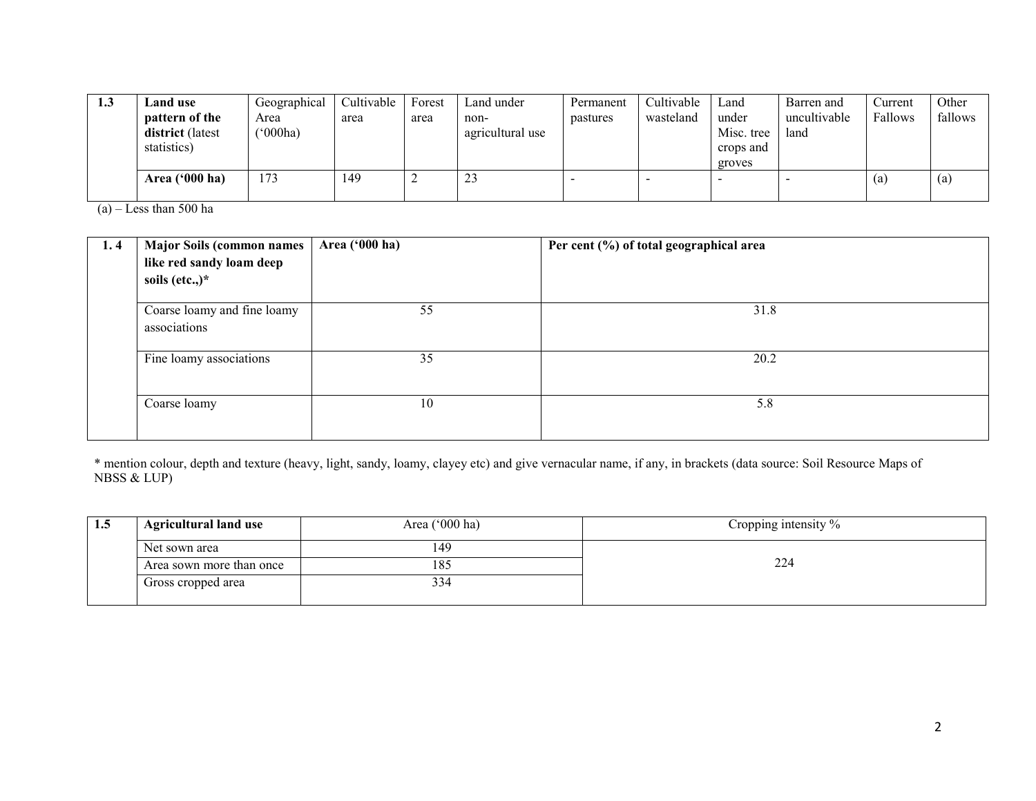| 1.3 | **Land use pattern of the district** (latest statistics) | Geographical Area ('000ha) | Cultivable area | Forest area | Land under non-agricultural use | Permanent pastures | Cultivable wasteland | Land under Misc. tree crops and groves | Barren and uncultivable land | Current Fallows | Other fallows |
|---|---|---|---|---|---|---|---|---|---|---|---|
| | **Area ('000 ha)** | 173 | 149 | 2 | 23 | - | - | - | - | (a) | (a) |

(a) – Less than 500 ha

| 1. 4 | **Major Soils (common names like red sandy loam deep soils (etc.,)*** | **Area ('000 ha)** | **Per cent (%) of total geographical area** |
|---|---|---|---|
| | Coarse loamy and fine loamy associations | 55 | 31.8 |
| | Fine loamy associations | 35 | 20.2 |
| | Coarse loamy | 10 | 5.8 |

* mention colour, depth and texture (heavy, light, sandy, loamy, clayey etc) and give vernacular name, if any, in brackets (data source: Soil Resource Maps of NBSS & LUP)

| 1.5 | **Agricultural land use** | Area ('000 ha) | Cropping intensity % |
|---|---|---|---|
| | Net sown area | 149 | 224 |
| | Area sown more than once | 185 | |
| | Gross cropped area | 334 | |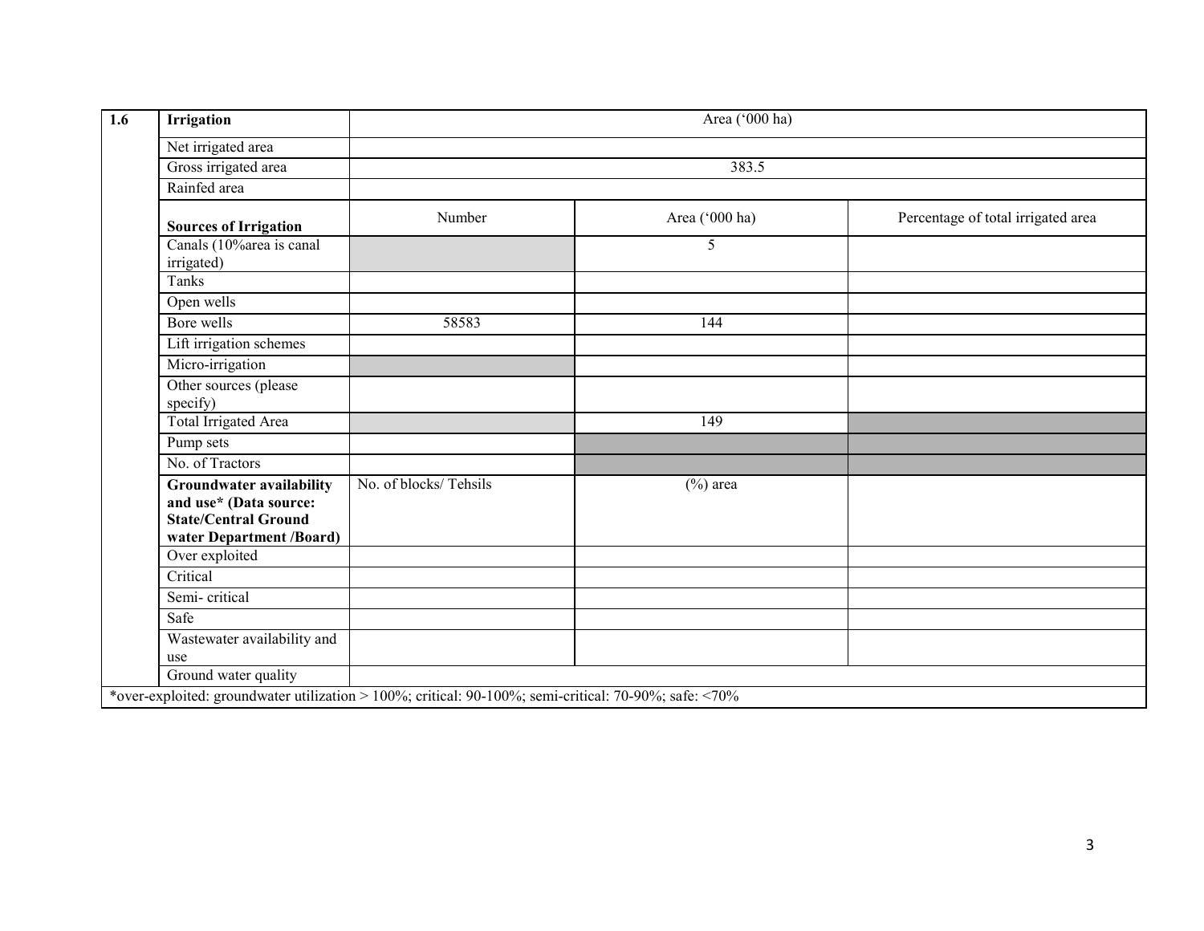| 1.6 | Irrigation | Area ('000 ha) | | |
|---|---|---|---|---|
| | Net irrigated area | | | |
| | Gross irrigated area | 383.5 | | |
| | Rainfed area | | | |
| | **Sources of Irrigation** | Number | Area ('000 ha) | Percentage of total irrigated area |
| | Canals (10%area is canal irrigated) | | 5 | |
| | Tanks | | | |
| | Open wells | | | |
| | Bore wells | 58583 | 144 | |
| | Lift irrigation schemes | | | |
| | Micro-irrigation | | | |
| | Other sources (please specify) | | | |
| | Total Irrigated Area | | 149 | |
| | Pump sets | | | |
| | No. of Tractors | | | |
| | **Groundwater availability and use* (Data source: State/Central Ground water Department /Board)** | No. of blocks/ Tehsils | (%) area | |
| | Over exploited | | | |
| | Critical | | | |
| | Semi- critical | | | |
| | Safe | | | |
| | Wastewater availability and use | | | |
| | Ground water quality | | | |

*over-exploited: groundwater utilization > 100%; critical: 90-100%; semi-critical: 70-90%; safe: <70%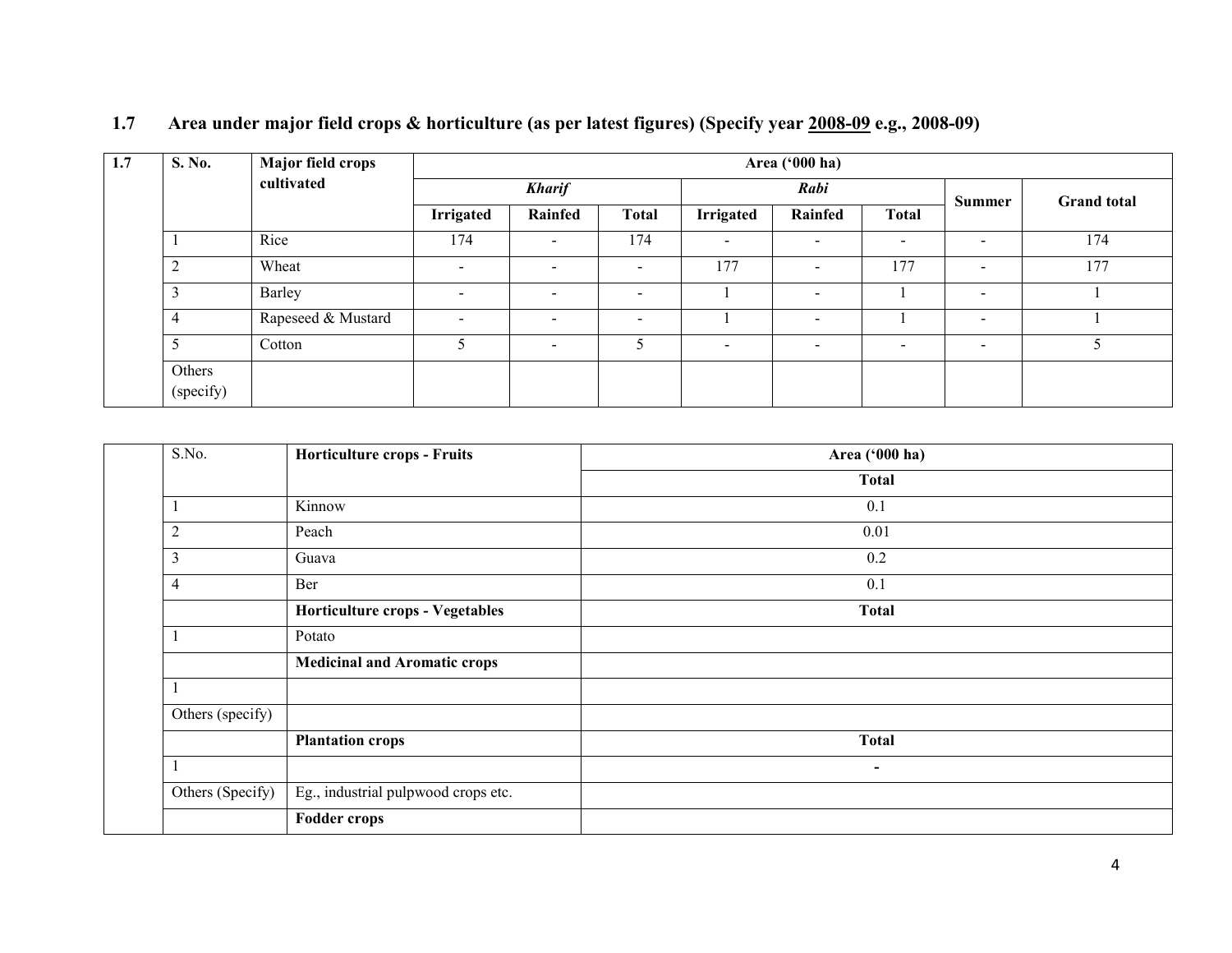## 1.7 Area under major field crops & horticulture (as per latest figures) (Specify year 2008-09 e.g., 2008-09)

| 1.7 | S. No. | Major field crops cultivated | Area ('000 ha) | | | | | | | |
|---|---|---|---|---|---|---|---|---|---|---|
| | | | *Kharif* | | | *Rabi* | | | Summer | Grand total |
| | | | Irrigated | Rainfed | Total | Irrigated | Rainfed | Total | | |
| | 1 | Rice | 174 | - | 174 | - | - | - | - | 174 |
| | 2 | Wheat | - | - | - | 177 | - | 177 | - | 177 |
| | 3 | Barley | - | - | - | 1 | - | 1 | - | 1 |
| | 4 | Rapeseed & Mustard | - | - | - | 1 | - | 1 | - | 1 |
| | 5 | Cotton | 5 | - | 5 | - | - | - | - | 5 |
| | Others (specify) | | | | | | | | | |

| | S.No. | Horticulture crops - Fruits | Area ('000 ha) |
|---|---|---|---|
| | | | **Total** |
| | 1 | Kinnow | 0.1 |
| | 2 | Peach | 0.01 |
| | 3 | Guava | 0.2 |
| | 4 | Ber | 0.1 |
| | | **Horticulture crops - Vegetables** | **Total** |
| | 1 | Potato | |
| | | **Medicinal and Aromatic crops** | |
| | 1 | | |
| | Others (specify) | | |
| | | **Plantation crops** | **Total** |
| | 1 | | - |
| | Others (Specify) | Eg., industrial pulpwood crops etc. | |
| | | **Fodder crops** | |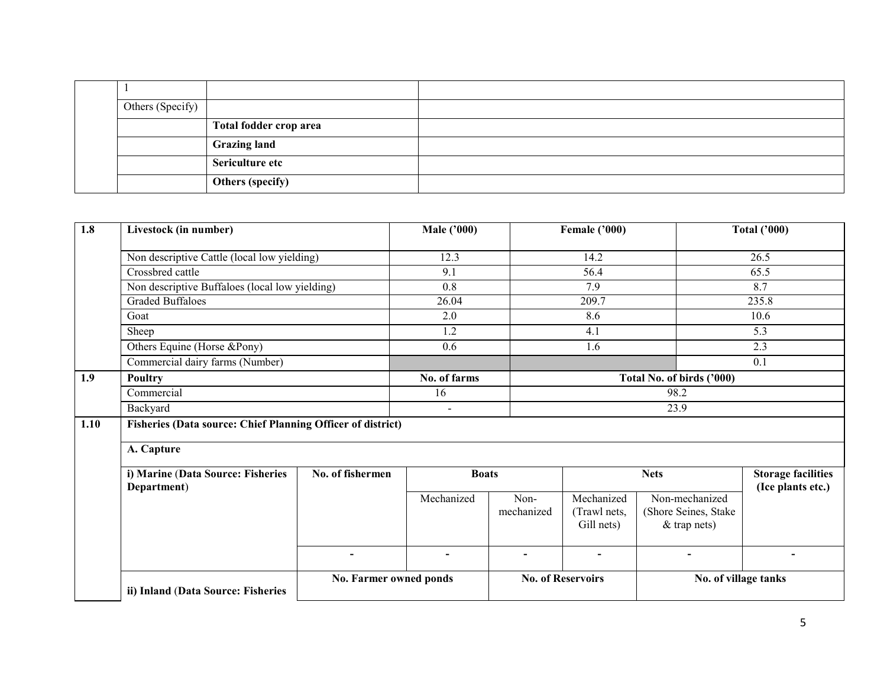|  |  |  |  |
|---|---|---|---|
|  | 1 |  |  |
|  | Others (Specify) |  |  |
|  |  | **Total fodder crop area** |  |
|  |  | **Grazing land** |  |
|  |  | **Sericulture etc** |  |
|  |  | **Others (specify)** |  |

| **1.8** | **Livestock (in number)** | **Male ('000)** | **Female ('000)** | **Total ('000)** |
|---|---|---|---|---|
|  | Non descriptive Cattle (local low yielding) | 12.3 | 14.2 | 26.5 |
|  | Crossbred cattle | 9.1 | 56.4 | 65.5 |
|  | Non descriptive Buffaloes (local low yielding) | 0.8 | 7.9 | 8.7 |
|  | Graded Buffaloes | 26.04 | 209.7 | 235.8 |
|  | Goat | 2.0 | 8.6 | 10.6 |
|  | Sheep | 1.2 | 4.1 | 5.3 |
|  | Others Equine (Horse &Pony) | 0.6 | 1.6 | 2.3 |
|  | Commercial dairy farms (Number) |  |  | 0.1 |
| **1.9** | **Poultry** | **No. of farms** | **Total No. of birds ('000)** |  |
|  | Commercial | 16 | 98.2 |  |
|  | Backyard | - | 23.9 |  |

| **1.10** | **Fisheries (Data source: Chief Planning Officer of district)** | | | | | | |
|---|---|---|---|---|---|---|---|
|  | **A. Capture** | | | | | | |
|  | **i) Marine (Data Source: Fisheries Department)** | **No. of fishermen** | **Boats** | | **Nets** | | **Storage facilities (Ice plants etc.)** |
|  |  |  | Mechanized | Non-mechanized | Mechanized (Trawl nets, Gill nets) | Non-mechanized (Shore Seines, Stake & trap nets) |  |
|  |  | - | - | - | - | - | - |
|  | **ii) Inland (Data Source: Fisheries** | **No. Farmer owned ponds** | | **No. of Reservoirs** | | **No. of village tanks** | |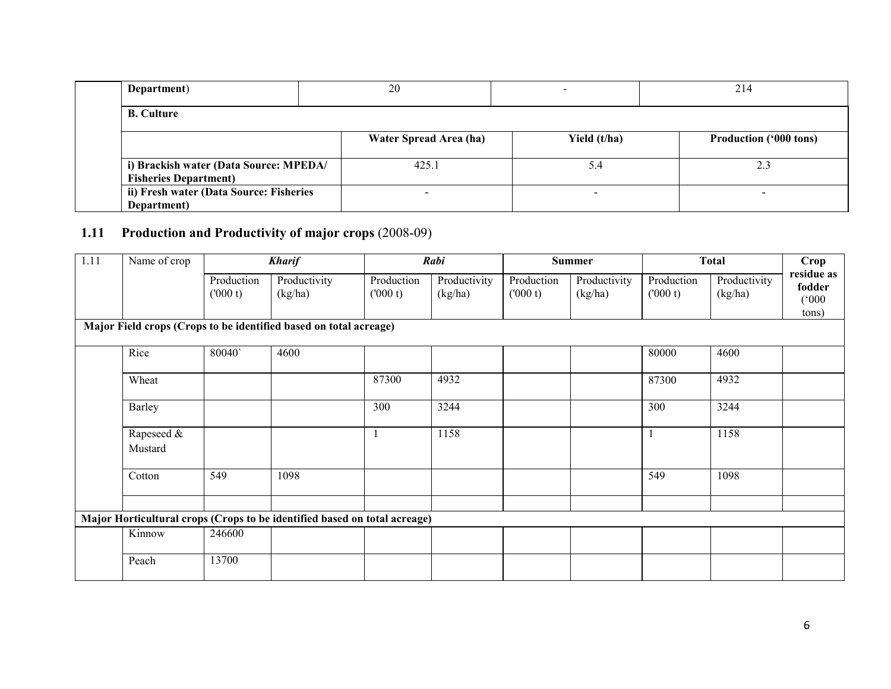| | Department) | 20 | - | 214 |
|---|---|---|---|---|
| | **B. Culture** | | | |
| | | **Water Spread Area (ha)** | **Yield (t/ha)** | **Production ('000 tons)** |
| | **i) Brackish water (Data Source: MPEDA/ Fisheries Department)** | 425.1 | 5.4 | 2.3 |
| | **ii) Fresh water (Data Source: Fisheries Department)** | - | - | - |

## 1.11 Production and Productivity of major crops (2008-09)

| 1.11 | Name of crop | ***Kharif*** | | ***Rabi*** | | **Summer** | | **Total** | | **Crop residue as fodder ('000 tons)** |
|---|---|---|---|---|---|---|---|---|---|---|
| | | Production ('000 t) | Productivity (kg/ha) | Production ('000 t) | Productivity (kg/ha) | Production ('000 t) | Productivity (kg/ha) | Production ('000 t) | Productivity (kg/ha) | |
| **Major Field crops (Crops to be identified based on total acreage)** | | | | | | | | | | |
| | Rice | 80040` | 4600 | | | | | 80000 | 4600 | |
| | Wheat | | | 87300 | 4932 | | | 87300 | 4932 | |
| | Barley | | | 300 | 3244 | | | 300 | 3244 | |
| | Rapeseed & Mustard | | | 1 | 1158 | | | 1 | 1158 | |
| | Cotton | 549 | 1098 | | | | | 549 | 1098 | |
| | | | | | | | | | | |
| **Major Horticultural crops (Crops to be identified based on total acreage)** | | | | | | | | | | |
| | Kinnow | 246600 | | | | | | | | |
| | Peach | 13700 | | | | | | | | |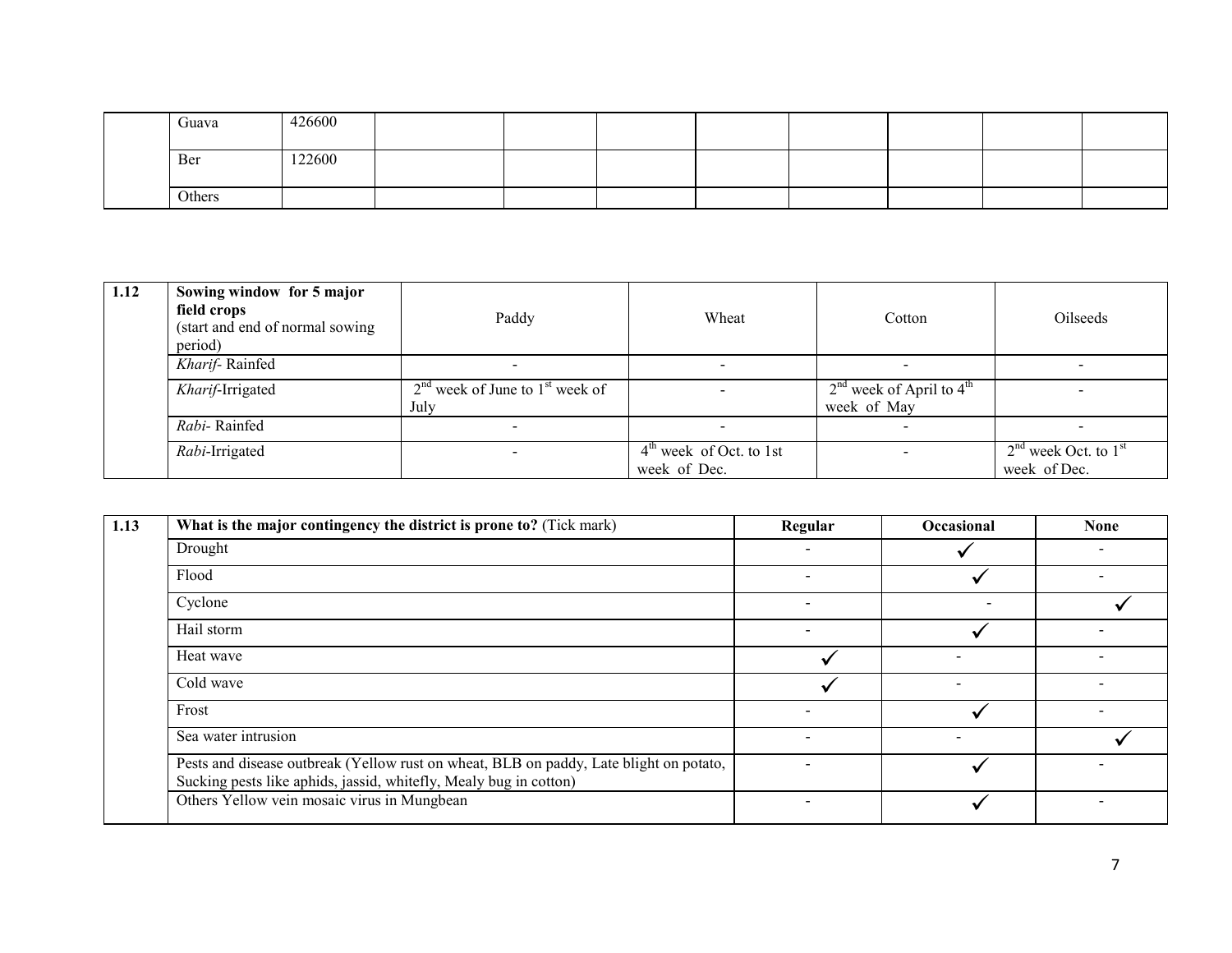| | Guava | 426600 | | | | | | | | |
|---|---|---|---|---|---|---|---|---|---|---|
| | Ber | 122600 | | | | | | | | |
| | Others | | | | | | | | | |

| 1.12 | Sowing window for 5 major field crops (start and end of normal sowing period) | Paddy | Wheat | Cotton | Oilseeds |
|---|---|---|---|---|---|
| | *Kharif*- Rainfed | - | - | - | - |
| | *Kharif*-Irrigated | 2nd week of June to 1st week of July | - | 2nd week of April to 4th week of May | - |
| | *Rabi*- Rainfed | - | - | - | - |
| | *Rabi*-Irrigated | - | 4th week of Oct. to 1st week of Dec. | - | 2nd week Oct. to 1st week of Dec. |

| 1.13 | What is the major contingency the district is prone to? (Tick mark) | Regular | Occasional | None |
|---|---|---|---|---|
| | Drought | - | ✓ | - |
| | Flood | - | ✓ | - |
| | Cyclone | - | - | ✓ |
| | Hail storm | - | ✓ | - |
| | Heat wave | ✓ | - | - |
| | Cold wave | ✓ | - | - |
| | Frost | - | ✓ | - |
| | Sea water intrusion | - | - | ✓ |
| | Pests and disease outbreak (Yellow rust on wheat, BLB on paddy, Late blight on potato, Sucking pests like aphids, jassid, whitefly, Mealy bug in cotton) | - | ✓ | - |
| | Others Yellow vein mosaic virus in Mungbean | - | ✓ | - |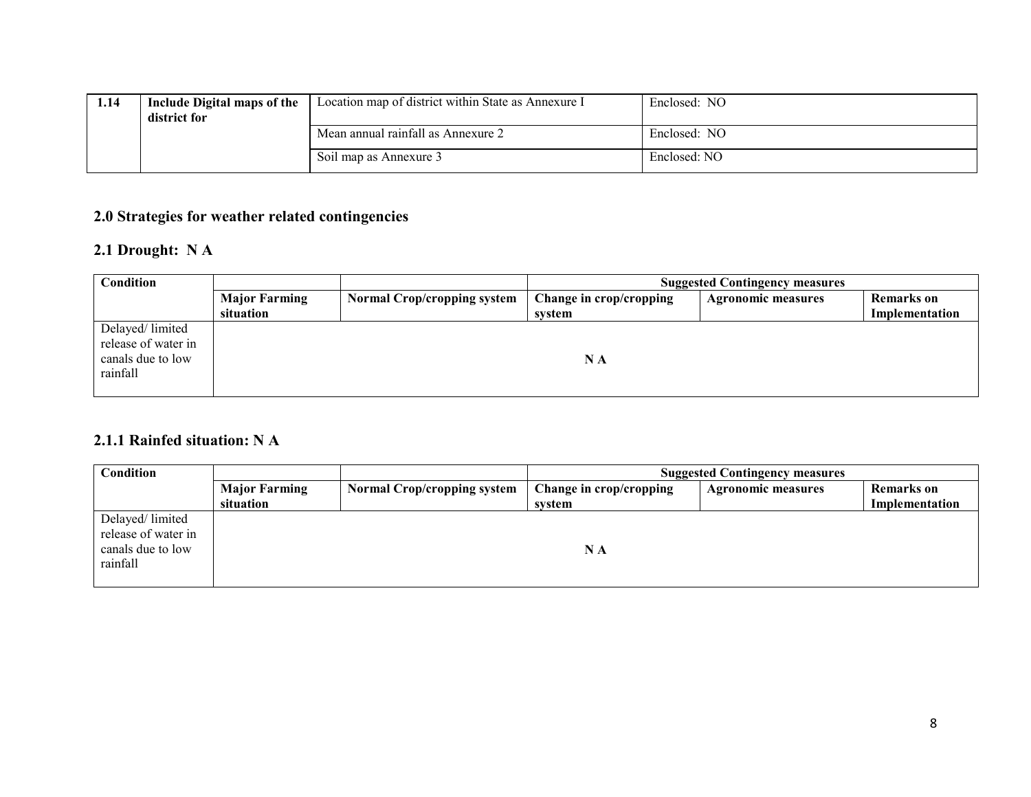| 1.14 | Include Digital maps of the district for | Location map of district within State as Annexure I | Enclosed: NO |
|---|---|---|---|
| | | Mean annual rainfall as Annexure 2 | Enclosed: NO |
| | | Soil map as Annexure 3 | Enclosed: NO |

## 2.0 Strategies for weather related contingencies

### 2.1 Drought: N A

| Condition | | | Suggested Contingency measures | | |
|---|---|---|---|---|---|
| | Major Farming situation | Normal Crop/cropping system | Change in crop/cropping system | Agronomic measures | Remarks on Implementation |
| Delayed/ limited release of water in canals due to low rainfall | N A | | | | |

### 2.1.1 Rainfed situation: N A

| Condition | | | Suggested Contingency measures | | |
|---|---|---|---|---|---|
| | Major Farming situation | Normal Crop/cropping system | Change in crop/cropping system | Agronomic measures | Remarks on Implementation |
| Delayed/ limited release of water in canals due to low rainfall | N A | | | | |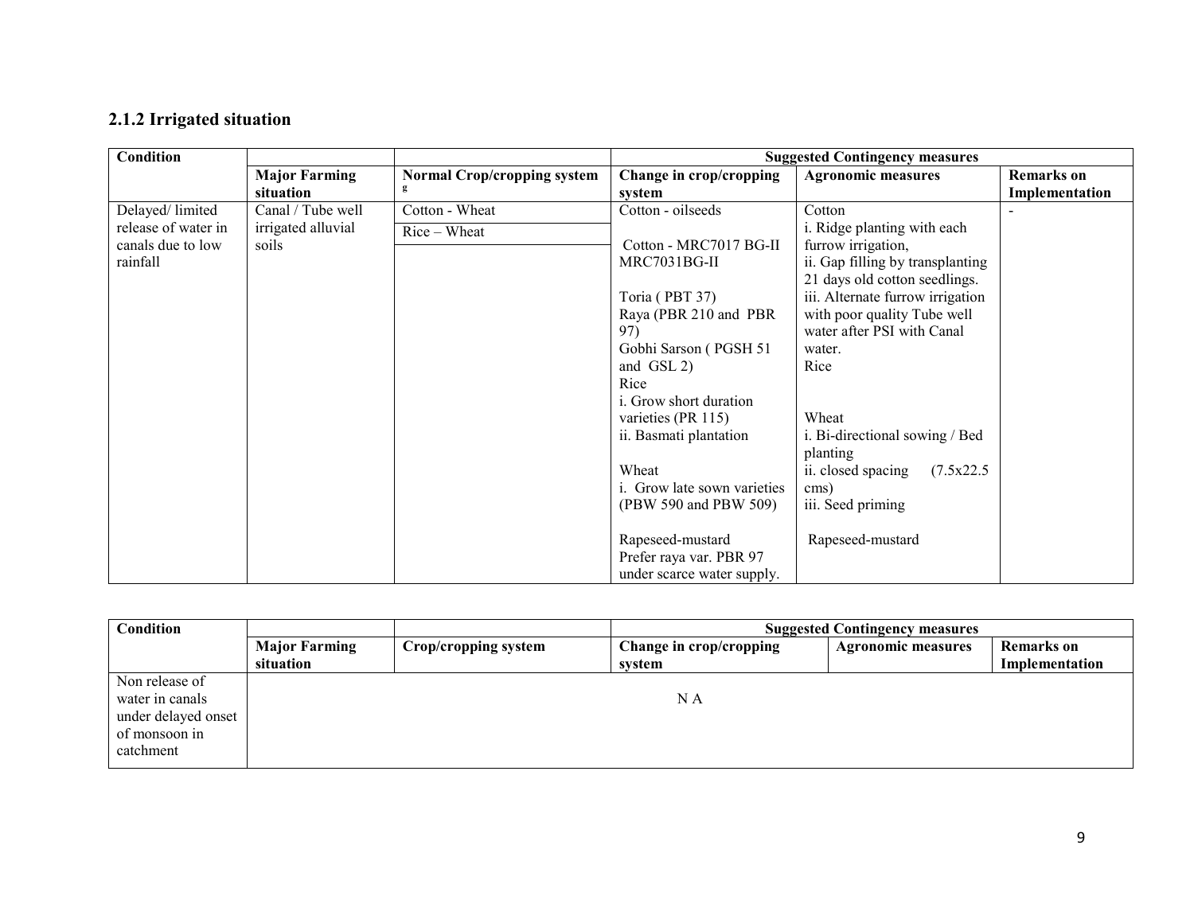### 2.1.2 Irrigated situation

| Condition | | | Suggested Contingency measures | | |
|---|---|---|---|---|---|
| | Major Farming situation | Normal Crop/cropping system | Change in crop/cropping system | Agronomic measures | Remarks on Implementation |
| Delayed/ limited release of water in canals due to low rainfall | Canal / Tube well irrigated alluvial soils | Cotton - Wheat<br>Rice – Wheat | Cotton - oilseeds<br><br>Cotton - MRC7017 BG-II MRC7031BG-II<br><br>Toria ( PBT 37)<br>Raya (PBR 210 and PBR 97)<br>Gobhi Sarson ( PGSH 51 and GSL 2)<br>Rice<br>i. Grow short duration varieties (PR 115)<br>ii. Basmati plantation<br><br>Wheat<br>i. Grow late sown varieties (PBW 590 and PBW 509)<br><br>Rapeseed-mustard<br>Prefer raya var. PBR 97 under scarce water supply. | Cotton<br>i. Ridge planting with each furrow irrigation,<br>ii. Gap filling by transplanting 21 days old cotton seedlings.<br>iii. Alternate furrow irrigation with poor quality Tube well water after PSI with Canal water.<br>Rice<br><br><br>Wheat<br>i. Bi-directional sowing / Bed planting<br>ii. closed spacing (7.5x22.5 cms)<br>iii. Seed priming<br><br>Rapeseed-mustard | - |

| Condition | | | Suggested Contingency measures | | |
|---|---|---|---|---|---|
| | Major Farming situation | Crop/cropping system | Change in crop/cropping system | Agronomic measures | Remarks on Implementation |
| Non release of water in canals under delayed onset of monsoon in catchment | N A | | | | |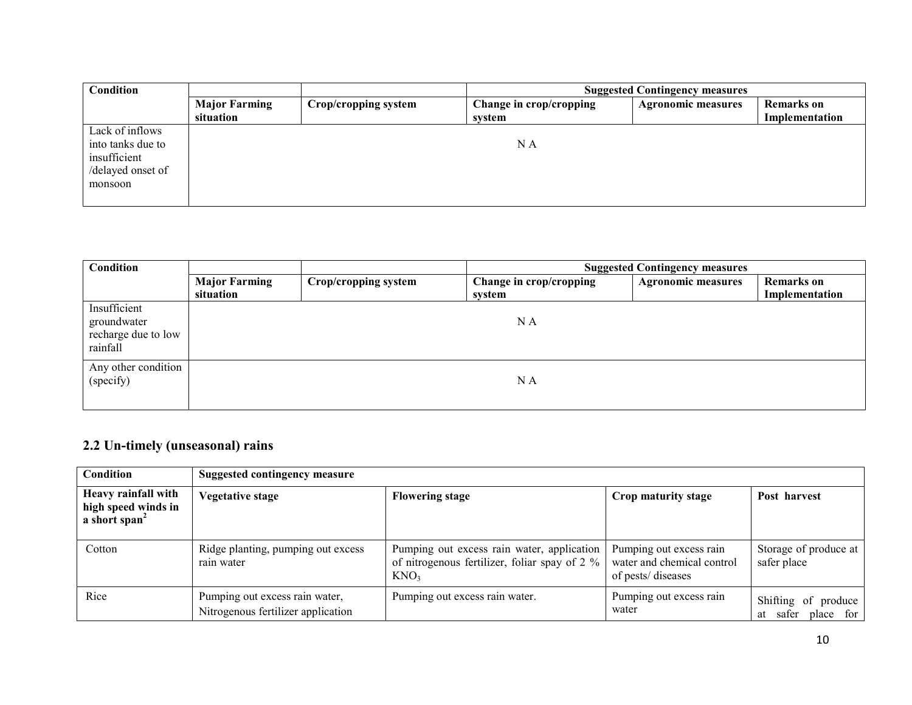| Condition | | | Suggested Contingency measures | | |
|---|---|---|---|---|---|
| | Major Farming situation | Crop/cropping system | Change in crop/cropping system | Agronomic measures | Remarks on Implementation |
| Lack of inflows into tanks due to insufficient /delayed onset of monsoon | N A | | | | |

| Condition | | | Suggested Contingency measures | | |
|---|---|---|---|---|---|
| | Major Farming situation | Crop/cropping system | Change in crop/cropping system | Agronomic measures | Remarks on Implementation |
| Insufficient groundwater recharge due to low rainfall | N A | | | | |
| Any other condition (specify) | N A | | | | |

## 2.2 Un-timely (unseasonal) rains

| Condition | Suggested contingency measure | | | |
|---|---|---|---|---|
| **Heavy rainfall with high speed winds in a short span[2]** | **Vegetative stage** | **Flowering stage** | **Crop maturity stage** | **Post harvest** |
| Cotton | Ridge planting, pumping out excess rain water | Pumping out excess rain water, application of nitrogenous fertilizer, foliar spay of 2 % $KNO_3$ | Pumping out excess rain water and chemical control of pests/ diseases | Storage of produce at safer place |
| Rice | Pumping out excess rain water, Nitrogenous fertilizer application | Pumping out excess rain water. | Pumping out excess rain water | Shifting of produce at safer place for |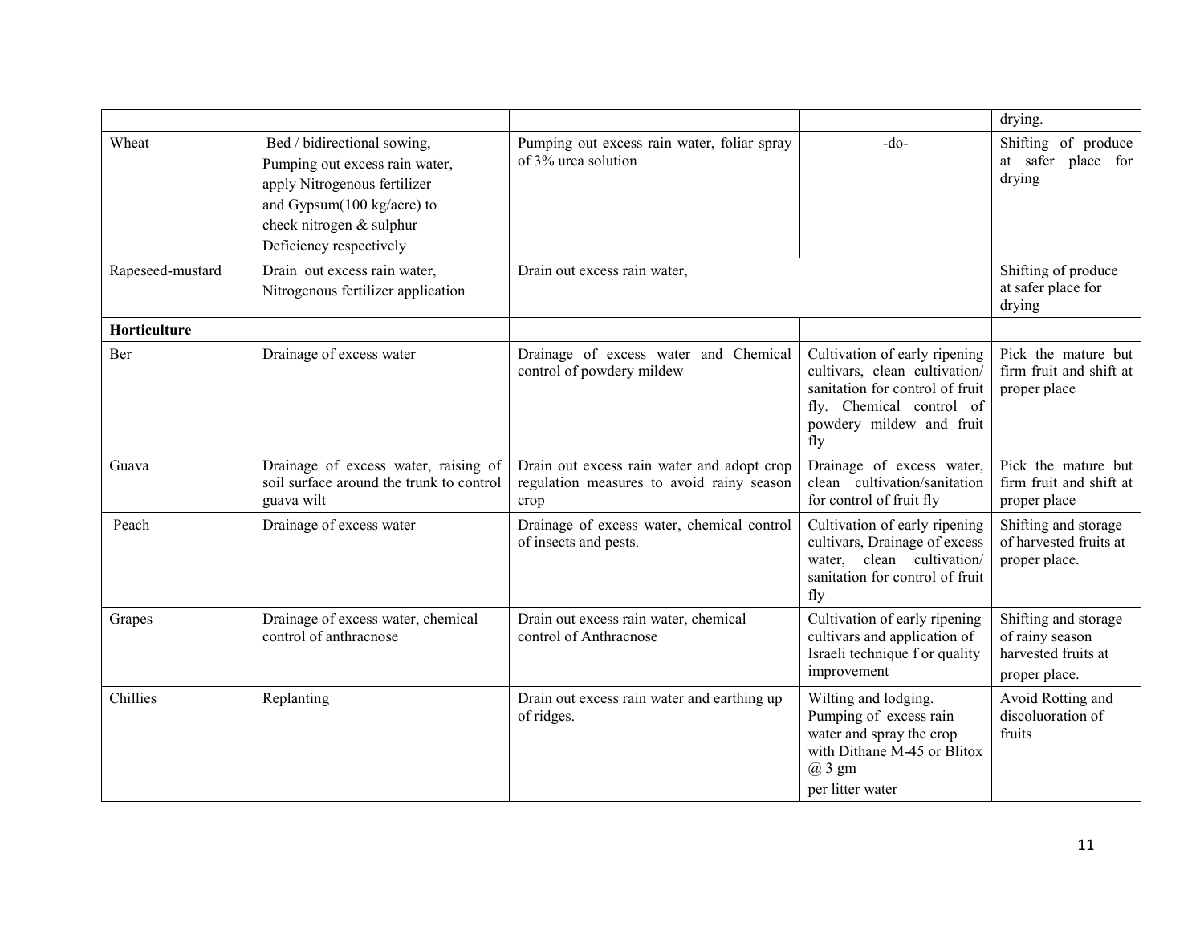| | | | | |
|---|---|---|---|---|
| | | | | drying. |
| Wheat | Bed / bidirectional sowing, Pumping out excess rain water, apply Nitrogenous fertilizer and Gypsum(100 kg/acre) to check nitrogen & sulphur Deficiency respectively | Pumping out excess rain water, foliar spray of 3% urea solution | -do- | Shifting of produce at safer place for drying |
| Rapeseed-mustard | Drain out excess rain water, Nitrogenous fertilizer application | Drain out excess rain water, | | Shifting of produce at safer place for drying |
| **Horticulture** | | | | |
| Ber | Drainage of excess water | Drainage of excess water and Chemical control of powdery mildew | Cultivation of early ripening cultivars, clean cultivation/ sanitation for control of fruit fly. Chemical control of powdery mildew and fruit fly | Pick the mature but firm fruit and shift at proper place |
| Guava | Drainage of excess water, raising of soil surface around the trunk to control guava wilt | Drain out excess rain water and adopt crop regulation measures to avoid rainy season crop | Drainage of excess water, clean cultivation/sanitation for control of fruit fly | Pick the mature but firm fruit and shift at proper place |
| Peach | Drainage of excess water | Drainage of excess water, chemical control of insects and pests. | Cultivation of early ripening cultivars, Drainage of excess water, clean cultivation/ sanitation for control of fruit fly | Shifting and storage of harvested fruits at proper place. |
| Grapes | Drainage of excess water, chemical control of anthracnose | Drain out excess rain water, chemical control of Anthracnose | Cultivation of early ripening cultivars and application of Israeli technique f or quality improvement | Shifting and storage of rainy season harvested fruits at proper place. |
| Chillies | Replanting | Drain out excess rain water and earthing up of ridges. | Wilting and lodging. Pumping of excess rain water and spray the crop with Dithane M-45 or Blitox @ 3 gm per litter water | Avoid Rotting and discoluoration of fruits |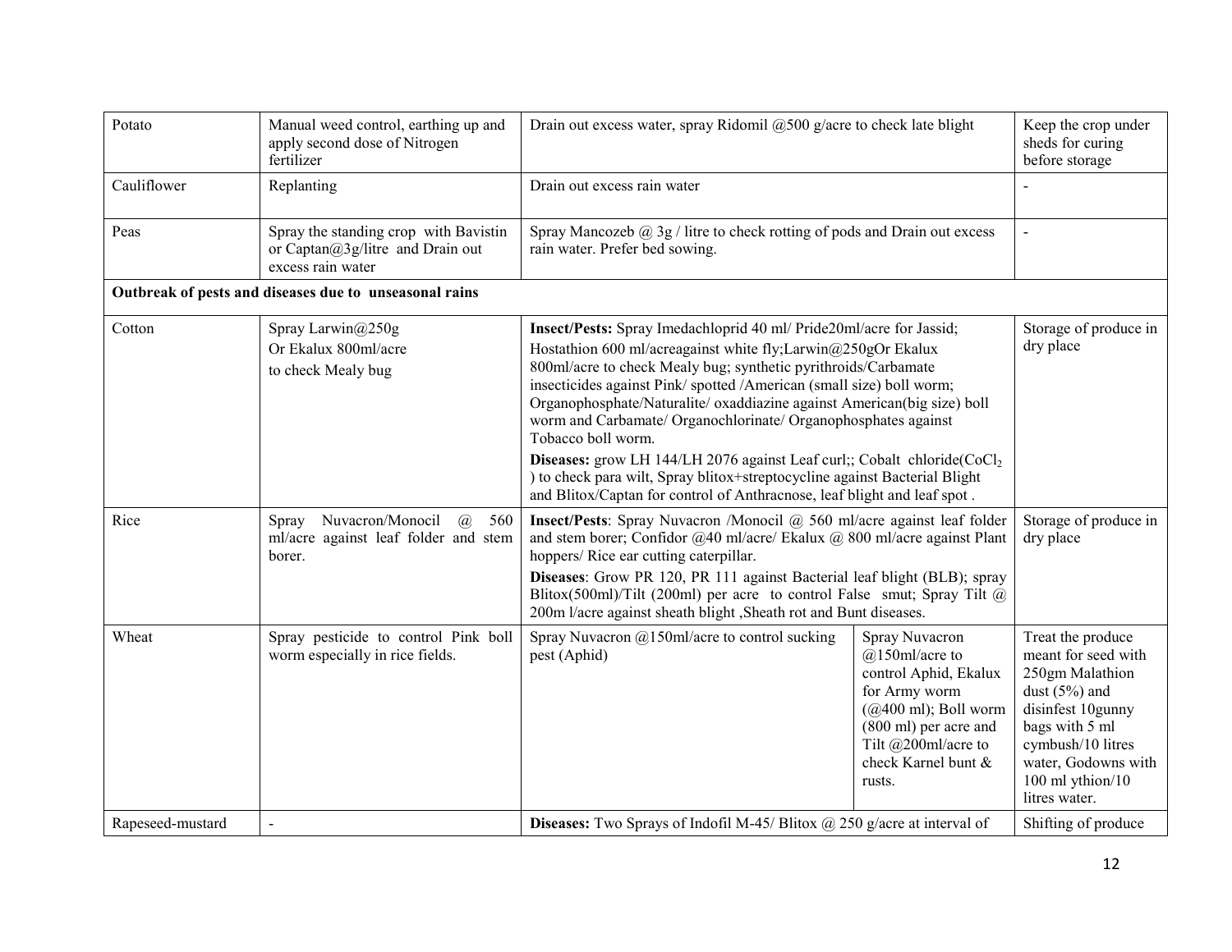| | | | | |
|---|---|---|---|---|
| Potato | Manual weed control, earthing up and apply second dose of Nitrogen fertilizer | Drain out excess water, spray Ridomil @500 g/acre to check late blight | | Keep the crop under sheds for curing before storage |
| Cauliflower | Replanting | Drain out excess rain water | | - |
| Peas | Spray the standing crop with Bavistin or Captan@3g/litre and Drain out excess rain water | Spray Mancozeb @ 3g / litre to check rotting of pods and Drain out excess rain water. Prefer bed sowing. | | - |
| **Outbreak of pests and diseases due to unseasonal rains** | | | | |
| Cotton | Spray Larwin@250g Or Ekalux 800ml/acre to check Mealy bug | **Insect/Pests:** Spray Imedachloprid 40 ml/ Pride20ml/acre for Jassid; Hostathion 600 ml/acreagainst white fly;Larwin@250gOr Ekalux 800ml/acre to check Mealy bug; synthetic pyrithroids/Carbamate insecticides against Pink/ spotted /American (small size) boll worm; Organophosphate/Naturalite/ oxaddiazine against American(big size) boll worm and Carbamate/ Organochlorinate/ Organophosphates against Tobacco boll worm. **Diseases:** grow LH 144/LH 2076 against Leaf curl;; Cobalt chloride($CoCl_2$ ) to check para wilt, Spray blitox+streptocycline against Bacterial Blight and Blitox/Captan for control of Anthracnose, leaf blight and leaf spot . | | Storage of produce in dry place |
| Rice | Spray Nuvacron/Monocil @ 560 ml/acre against leaf folder and stem borer. | **Insect/Pests**: Spray Nuvacron /Monocil @ 560 ml/acre against leaf folder and stem borer; Confidor @40 ml/acre/ Ekalux @ 800 ml/acre against Plant hoppers/ Rice ear cutting caterpillar. **Diseases**: Grow PR 120, PR 111 against Bacterial leaf blight (BLB); spray Blitox(500ml)/Tilt (200ml) per acre to control False smut; Spray Tilt @ 200m l/acre against sheath blight ,Sheath rot and Bunt diseases. | | Storage of produce in dry place |
| Wheat | Spray pesticide to control Pink boll worm especially in rice fields. | Spray Nuvacron @150ml/acre to control sucking pest (Aphid) | Spray Nuvacron @150ml/acre to control Aphid, Ekalux for Army worm (@400 ml); Boll worm (800 ml) per acre and Tilt @200ml/acre to check Karnel bunt & rusts. | Treat the produce meant for seed with 250gm Malathion dust (5%) and disinfest 10gunny bags with 5 ml cymbush/10 litres water, Godowns with 100 ml ythion/10 litres water. |
| Rapeseed-mustard | - | **Diseases:** Two Sprays of Indofil M-45/ Blitox @ 250 g/acre at interval of | | Shifting of produce |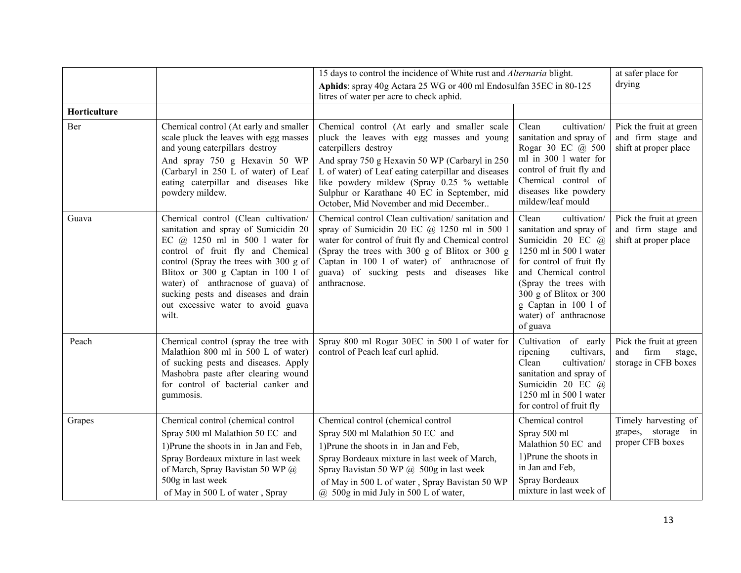|  |  |  |  |  |
|---|---|---|---|---|
|  |  | 15 days to control the incidence of White rust and *Alternaria* blight. **Aphids**: spray 40g Actara 25 WG or 400 ml Endosulfan 35EC in 80-125 litres of water per acre to check aphid. |  | at safer place for drying |
| **Horticulture** |  |  |  |  |
| Ber | Chemical control (At early and smaller scale pluck the leaves with egg masses and young caterpillars destroy And spray 750 g Hexavin 50 WP (Carbaryl in 250 L of water) of Leaf eating caterpillar and diseases like powdery mildew. | Chemical control (At early and smaller scale pluck the leaves with egg masses and young caterpillers destroy And spray 750 g Hexavin 50 WP (Carbaryl in 250 L of water) of Leaf eating caterpillar and diseases like powdery mildew (Spray 0.25 % wettable Sulphur or Karathane 40 EC in September, mid October, Mid November and mid December.. | Clean cultivation/ sanitation and spray of Rogar 30 EC @ 500 ml in 300 l water for control of fruit fly and Chemical control of diseases like powdery mildew/leaf mould | Pick the fruit at green and firm stage and shift at proper place |
| Guava | Chemical control (Clean cultivation/ sanitation and spray of Sumicidin 20 EC @ 1250 ml in 500 l water for control of fruit fly and Chemical control (Spray the trees with 300 g of Blitox or 300 g Captan in 100 l of water) of anthracnose of guava) of sucking pests and diseases and drain out excessive water to avoid guava wilt. | Chemical control Clean cultivation/ sanitation and spray of Sumicidin 20 EC @ 1250 ml in 500 l water for control of fruit fly and Chemical control (Spray the trees with 300 g of Blitox or 300 g Captan in 100 l of water) of anthracnose of guava) of sucking pests and diseases like anthracnose. | Clean cultivation/ sanitation and spray of Sumicidin 20 EC @ 1250 ml in 500 l water for control of fruit fly and Chemical control (Spray the trees with 300 g of Blitox or 300 g Captan in 100 l of water) of anthracnose of guava | Pick the fruit at green and firm stage and shift at proper place |
| Peach | Chemical control (spray the tree with Malathion 800 ml in 500 L of water) of sucking pests and diseases. Apply Mashobra paste after clearing wound for control of bacterial canker and gummosis. | Spray 800 ml Rogar 30EC in 500 l of water for control of Peach leaf curl aphid. | Cultivation of early ripening cultivars, Clean cultivation/ sanitation and spray of Sumicidin 20 EC @ 1250 ml in 500 l water for control of fruit fly | Pick the fruit at green and firm stage, storage in CFB boxes |
| Grapes | Chemical control (chemical control Spray 500 ml Malathion 50 EC and 1)Prune the shoots in in Jan and Feb, Spray Bordeaux mixture in last week of March, Spray Bavistan 50 WP @ 500g in last week of May in 500 L of water , Spray | Chemical control (chemical control Spray 500 ml Malathion 50 EC and 1)Prune the shoots in in Jan and Feb, Spray Bordeaux mixture in last week of March, Spray Bavistan 50 WP @ 500g in last week of May in 500 L of water , Spray Bavistan 50 WP @ 500g in mid July in 500 L of water, | Chemical control Spray 500 ml Malathion 50 EC and 1)Prune the shoots in in Jan and Feb, Spray Bordeaux mixture in last week of | Timely harvesting of grapes, storage in proper CFB boxes |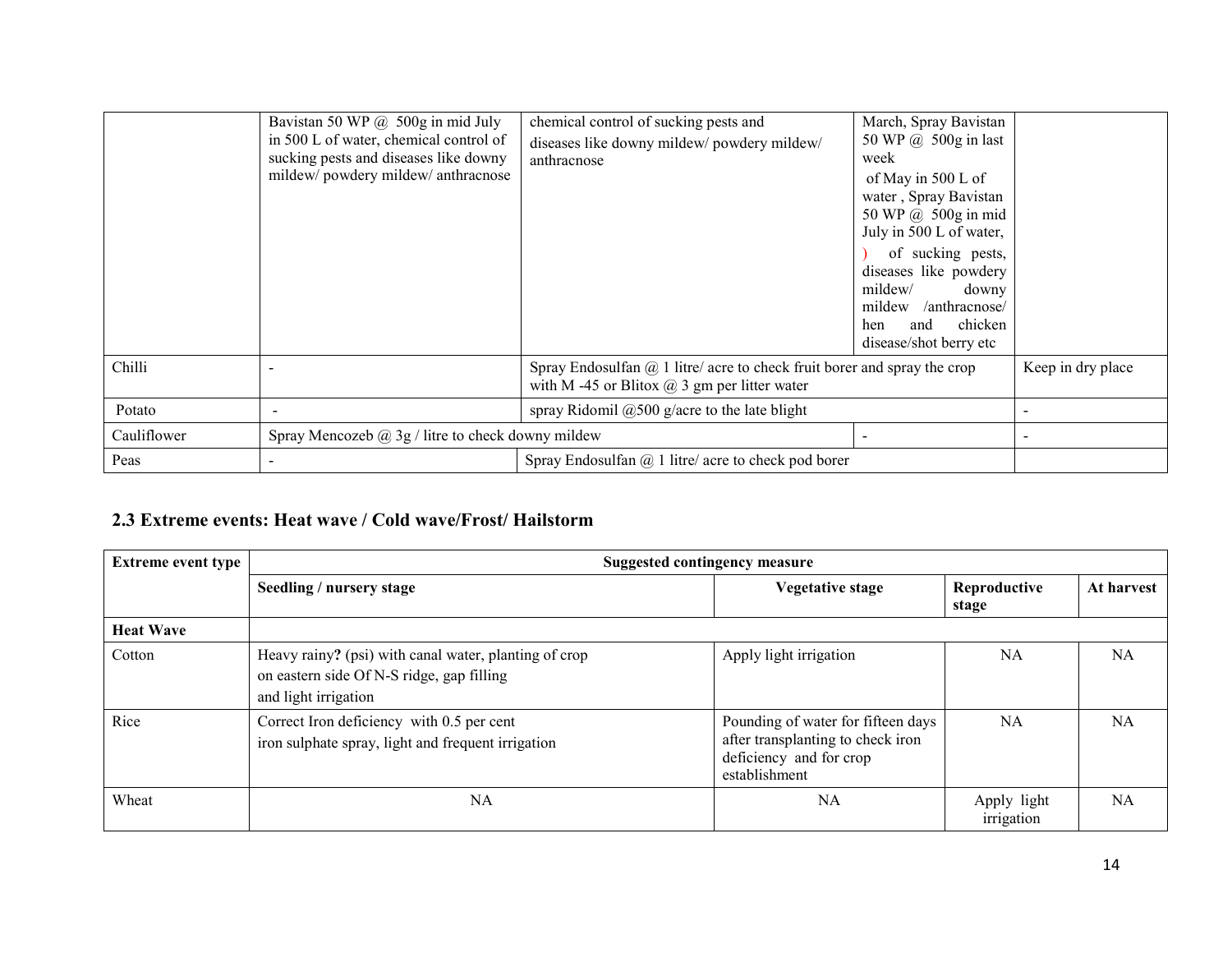| | | | | |
|---|---|---|---|---|
| | Bavistan 50 WP @ 500g in mid July in 500 L of water, chemical control of sucking pests and diseases like downy mildew/ powdery mildew/ anthracnose | chemical control of sucking pests and diseases like downy mildew/ powdery mildew/ anthracnose | March, Spray Bavistan 50 WP @ 500g in last week of May in 500 L of water , Spray Bavistan 50 WP @ 500g in mid July in 500 L of water, ) of sucking pests, diseases like powdery mildew/ downy mildew /anthracnose/ hen and chicken disease/shot berry etc | |
| Chilli | - | Spray Endosulfan @ 1 litre/ acre to check fruit borer and spray the crop with M -45 or Blitox @ 3 gm per litter water | | Keep in dry place |
| Potato | - | spray Ridomil @500 g/acre to the late blight | | - |
| Cauliflower | Spray Mencozeb @ 3g / litre to check downy mildew | | - | - |
| Peas | - | Spray Endosulfan @ 1 litre/ acre to check pod borer | | |

## 2.3 Extreme events: Heat wave / Cold wave/Frost/ Hailstorm

| Extreme event type | Suggested contingency measure | | | |
|---|---|---|---|---|
| | Seedling / nursery stage | Vegetative stage | Reproductive stage | At harvest |
| **Heat Wave** | | | | |
| Cotton | Heavy rainy**?** (psi) with canal water, planting of crop on eastern side Of N-S ridge, gap filling and light irrigation | Apply light irrigation | NA | NA |
| Rice | Correct Iron deficiency with 0.5 per cent iron sulphate spray, light and frequent irrigation | Pounding of water for fifteen days after transplanting to check iron deficiency and for crop establishment | NA | NA |
| Wheat | NA | NA | Apply light irrigation | NA |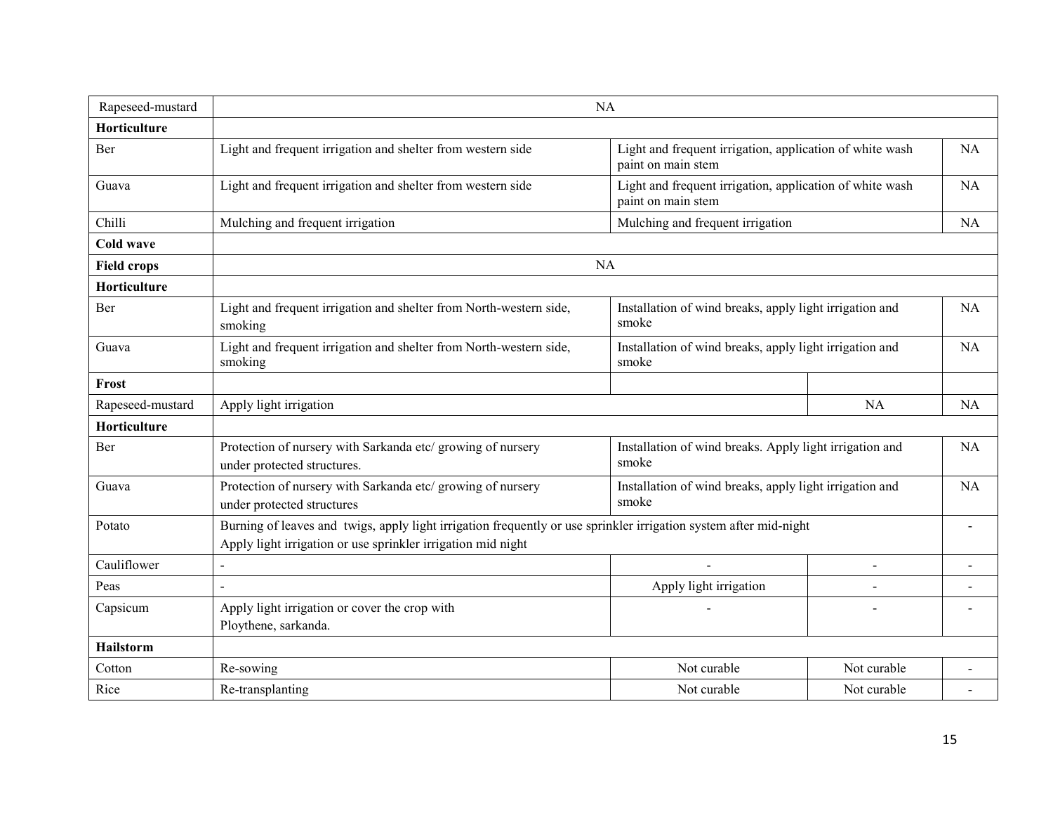| | | | | |
|---|---|---|---|---|
| Rapeseed-mustard | NA | | | |
| **Horticulture** | | | | |
| Ber | Light and frequent irrigation and shelter from western side | Light and frequent irrigation, application of white wash paint on main stem | | NA |
| Guava | Light and frequent irrigation and shelter from western side | Light and frequent irrigation, application of white wash paint on main stem | | NA |
| Chilli | Mulching and frequent irrigation | Mulching and frequent irrigation | | NA |
| **Cold wave** | | | | |
| **Field crops** | NA | | | |
| **Horticulture** | | | | |
| Ber | Light and frequent irrigation and shelter from North-western side, smoking | Installation of wind breaks, apply light irrigation and smoke | | NA |
| Guava | Light and frequent irrigation and shelter from North-western side, smoking | Installation of wind breaks, apply light irrigation and smoke | | NA |
| **Frost** | | | | |
| Rapeseed-mustard | Apply light irrigation | | NA | NA |
| **Horticulture** | | | | |
| Ber | Protection of nursery with Sarkanda etc/ growing of nursery under protected structures. | Installation of wind breaks. Apply light irrigation and smoke | | NA |
| Guava | Protection of nursery with Sarkanda etc/ growing of nursery under protected structures | Installation of wind breaks, apply light irrigation and smoke | | NA |
| Potato | Burning of leaves and twigs, apply light irrigation frequently or use sprinkler irrigation system after mid-night<br>Apply light irrigation or use sprinkler irrigation mid night | | | - |
| Cauliflower | - | - | - | - |
| Peas | - | Apply light irrigation | - | - |
| Capsicum | Apply light irrigation or cover the crop with Ploythene, sarkanda. | - | - | - |
| **Hailstorm** | | | | |
| Cotton | Re-sowing | Not curable | Not curable | - |
| Rice | Re-transplanting | Not curable | Not curable | - |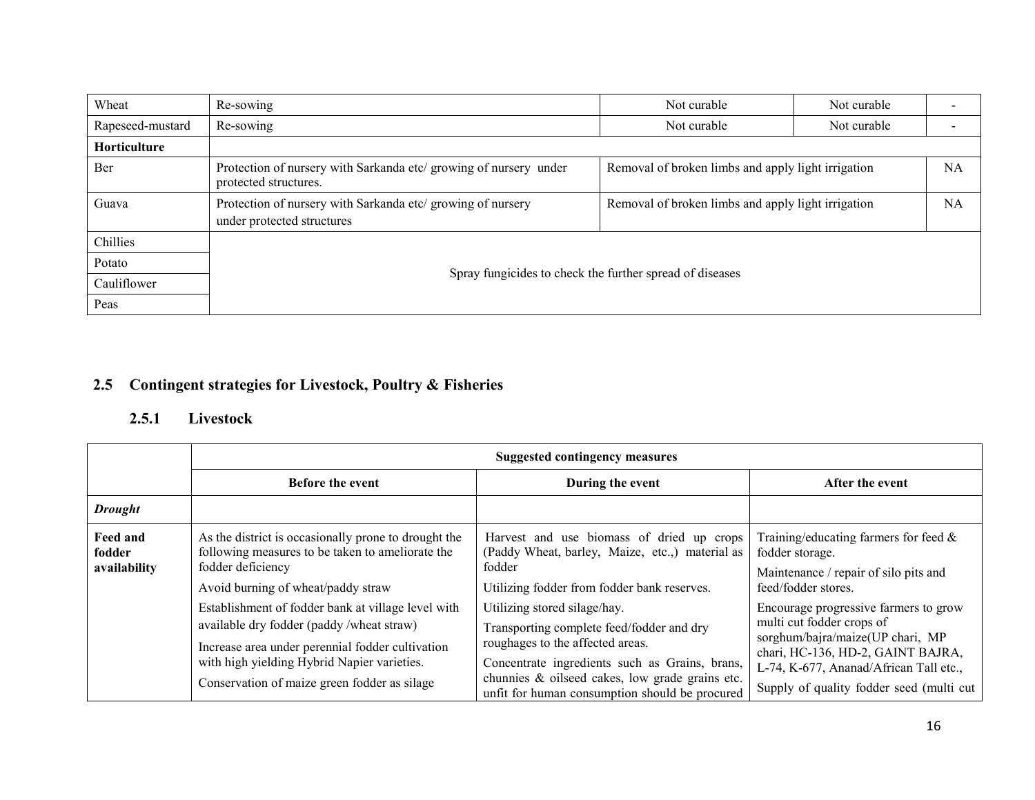| | | | | |
|---|---|---|---|---|
| Wheat | Re-sowing | Not curable | Not curable | - |
| Rapeseed-mustard | Re-sowing | Not curable | Not curable | - |
| **Horticulture** | | | | |
| Ber | Protection of nursery with Sarkanda etc/ growing of nursery under protected structures. | Removal of broken limbs and apply light irrigation | | NA |
| Guava | Protection of nursery with Sarkanda etc/ growing of nursery under protected structures | Removal of broken limbs and apply light irrigation | | NA |
| Chillies | Spray fungicides to check the further spread of diseases | | | |
| Potato | | | | |
| Cauliflower | | | | |
| Peas | | | | |

## 2.5 Contingent strategies for Livestock, Poultry & Fisheries

### 2.5.1 Livestock

| | Suggested contingency measures | | |
|---|---|---|---|
| | **Before the event** | **During the event** | **After the event** |
| ***Drought*** | | | |
| **Feed and fodder availability** | As the district is occasionally prone to drought the following measures to be taken to ameliorate the fodder deficiency<br>Avoid burning of wheat/paddy straw<br>Establishment of fodder bank at village level with available dry fodder (paddy /wheat straw)<br>Increase area under perennial fodder cultivation with high yielding Hybrid Napier varieties.<br>Conservation of maize green fodder as silage | Harvest and use biomass of dried up crops (Paddy Wheat, barley, Maize, etc.,) material as fodder<br>Utilizing fodder from fodder bank reserves.<br>Utilizing stored silage/hay.<br>Transporting complete feed/fodder and dry roughages to the affected areas.<br>Concentrate ingredients such as Grains, brans, chunnies & oilseed cakes, low grade grains etc. unfit for human consumption should be procured | Training/educating farmers for feed & fodder storage.<br>Maintenance / repair of silo pits and feed/fodder stores.<br>Encourage progressive farmers to grow multi cut fodder crops of sorghum/bajra/maize(UP chari, MP chari, HC-136, HD-2, GAINT BAJRA, L-74, K-677, Anand/African Tall etc.,<br>Supply of quality fodder seed (multi cut |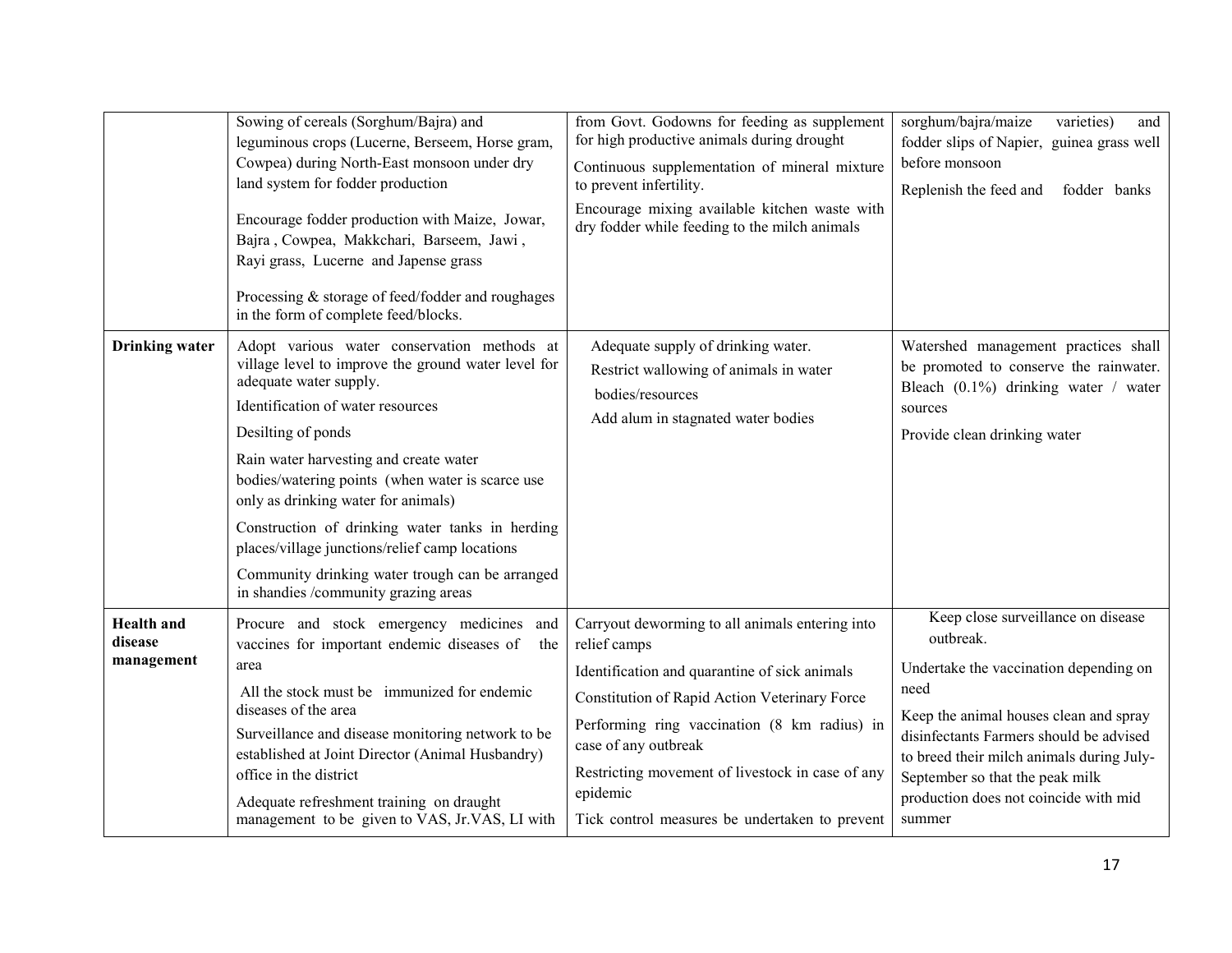| | | | |
|---|---|---|---|
| | Sowing of cereals (Sorghum/Bajra) and leguminous crops (Lucerne, Berseem, Horse gram, Cowpea) during North-East monsoon under dry land system for fodder production<br><br>Encourage fodder production with Maize, Jowar, Bajra , Cowpea, Makkchari, Barseem, Jawi , Rayi grass, Lucerne and Japense grass<br><br>Processing & storage of feed/fodder and roughages in the form of complete feed/blocks. | from Govt. Godowns for feeding as supplement for high productive animals during drought<br><br>Continuous supplementation of mineral mixture to prevent infertility.<br><br>Encourage mixing available kitchen waste with dry fodder while feeding to the milch animals | sorghum/bajra/maize varieties) and fodder slips of Napier, guinea grass well before monsoon<br><br>Replenish the feed and fodder banks |
| **Drinking water** | Adopt various water conservation methods at village level to improve the ground water level for adequate water supply.<br><br>Identification of water resources<br><br>Desilting of ponds<br><br>Rain water harvesting and create water bodies/watering points (when water is scarce use only as drinking water for animals)<br><br>Construction of drinking water tanks in herding places/village junctions/relief camp locations<br><br>Community drinking water trough can be arranged in shandies /community grazing areas | Adequate supply of drinking water.<br><br>Restrict wallowing of animals in water bodies/resources<br><br>Add alum in stagnated water bodies | Watershed management practices shall be promoted to conserve the rainwater. Bleach (0.1%) drinking water / water sources<br><br>Provide clean drinking water |
| **Health and disease management** | Procure and stock emergency medicines and vaccines for important endemic diseases of the area<br><br>All the stock must be immunized for endemic diseases of the area<br><br>Surveillance and disease monitoring network to be established at Joint Director (Animal Husbandry) office in the district<br><br>Adequate refreshment training on draught management to be given to VAS, Jr.VAS, LI with | Carryout deworming to all animals entering into relief camps<br><br>Identification and quarantine of sick animals<br><br>Constitution of Rapid Action Veterinary Force<br><br>Performing ring vaccination (8 km radius) in case of any outbreak<br><br>Restricting movement of livestock in case of any epidemic<br><br>Tick control measures be undertaken to prevent | Keep close surveillance on disease outbreak.<br><br>Undertake the vaccination depending on need<br><br>Keep the animal houses clean and spray disinfectants Farmers should be advised to breed their milch animals during July-September so that the peak milk production does not coincide with mid summer |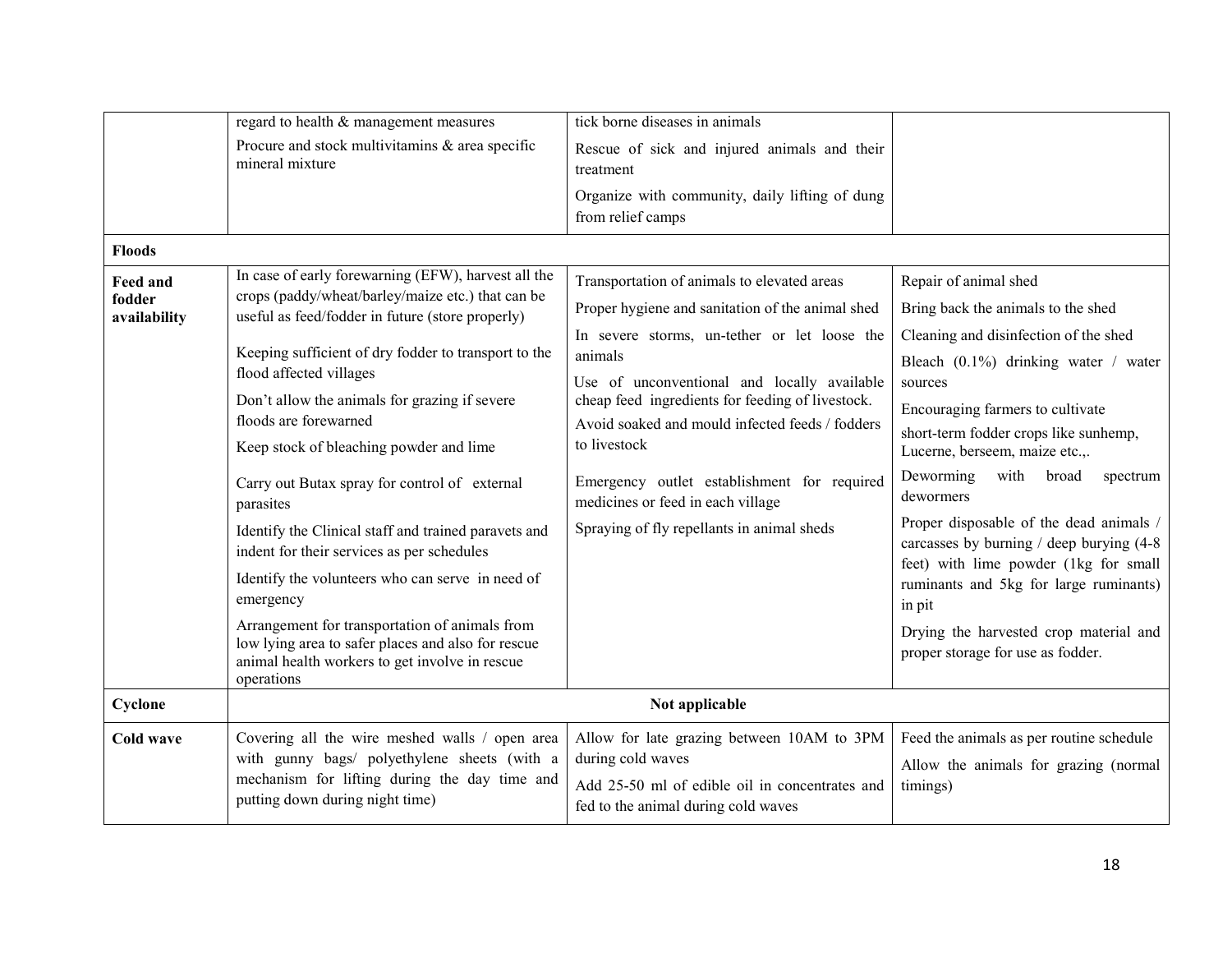| | | | |
|---|---|---|---|
| | regard to health & management measures<br>Procure and stock multivitamins & area specific mineral mixture | tick borne diseases in animals<br>Rescue of sick and injured animals and their treatment<br>Organize with community, daily lifting of dung from relief camps | |
| **Floods** | | | |
| **Feed and fodder availability** | In case of early forewarning (EFW), harvest all the crops (paddy/wheat/barley/maize etc.) that can be useful as feed/fodder in future (store properly)<br>Keeping sufficient of dry fodder to transport to the flood affected villages<br>Don't allow the animals for grazing if severe floods are forewarned<br>Keep stock of bleaching powder and lime<br>Carry out Butax spray for control of external parasites<br>Identify the Clinical staff and trained paravets and indent for their services as per schedules<br>Identify the volunteers who can serve in need of emergency<br>Arrangement for transportation of animals from low lying area to safer places and also for rescue animal health workers to get involve in rescue operations | Transportation of animals to elevated areas<br>Proper hygiene and sanitation of the animal shed<br>In severe storms, un-tether or let loose the animals<br>Use of unconventional and locally available cheap feed ingredients for feeding of livestock.<br>Avoid soaked and mould infected feeds / fodders to livestock<br>Emergency outlet establishment for required medicines or feed in each village<br>Spraying of fly repellants in animal sheds | Repair of animal shed<br>Bring back the animals to the shed<br>Cleaning and disinfection of the shed<br>Bleach (0.1%) drinking water / water sources<br>Encouraging farmers to cultivate short-term fodder crops like sunhemp, Lucerne, berseem, maize etc.,.<br>Deworming with broad spectrum dewormers<br>Proper disposable of the dead animals / carcasses by burning / deep burying (4-8 feet) with lime powder (1kg for small ruminants and 5kg for large ruminants) in pit<br>Drying the harvested crop material and proper storage for use as fodder. |
| **Cyclone** | | **Not applicable** | |
| **Cold wave** | Covering all the wire meshed walls / open area with gunny bags/ polyethylene sheets (with a mechanism for lifting during the day time and putting down during night time) | Allow for late grazing between 10AM to 3PM during cold waves<br>Add 25-50 ml of edible oil in concentrates and fed to the animal during cold waves | Feed the animals as per routine schedule<br>Allow the animals for grazing (normal timings) |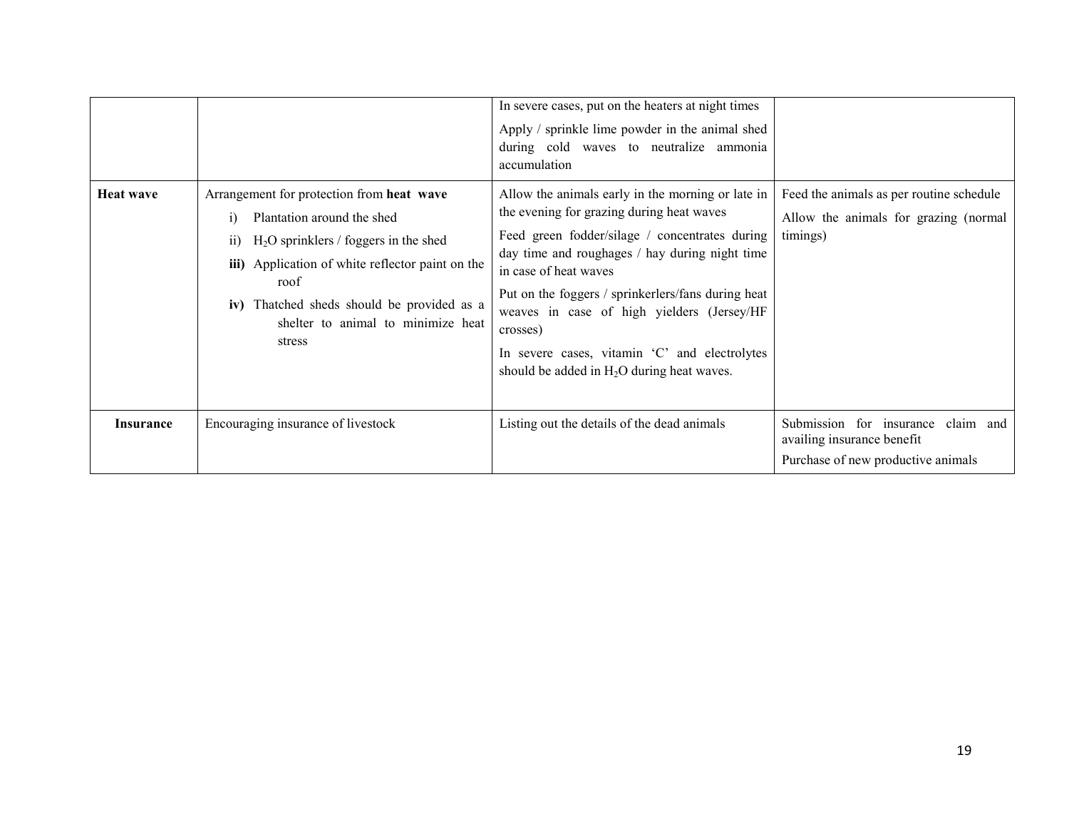| | | | |
|---|---|---|---|
| | | In severe cases, put on the heaters at night times<br>Apply / sprinkle lime powder in the animal shed during cold waves to neutralize ammonia accumulation | |
| **Heat wave** | Arrangement for protection from **heat wave**<br>i) Plantation around the shed<br>ii) $H_2O$ sprinklers / foggers in the shed<br>**iii)** Application of white reflector paint on the roof<br>**iv)** Thatched sheds should be provided as a shelter to animal to minimize heat stress | Allow the animals early in the morning or late in the evening for grazing during heat waves<br>Feed green fodder/silage / concentrates during day time and roughages / hay during night time in case of heat waves<br>Put on the foggers / sprinkerlers/fans during heat weaves in case of high yielders (Jersey/HF crosses)<br>In severe cases, vitamin 'C' and electrolytes should be added in $H_2O$ during heat waves. | Feed the animals as per routine schedule<br>Allow the animals for grazing (normal timings) |
| **Insurance** | Encouraging insurance of livestock | Listing out the details of the dead animals | Submission for insurance claim and availing insurance benefit<br>Purchase of new productive animals |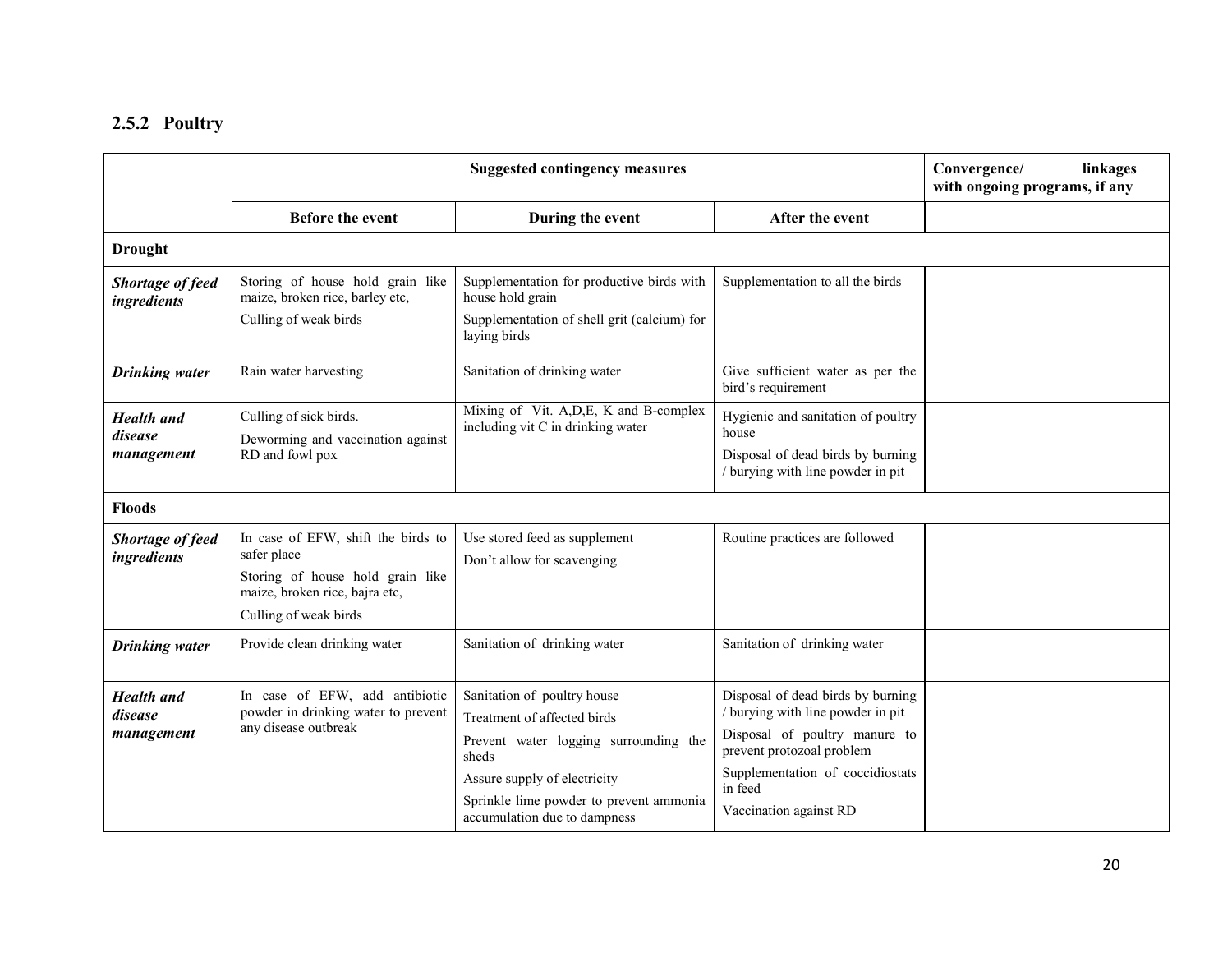## 2.5.2 Poultry

| | Suggested contingency measures | | | Convergence/ linkages with ongoing programs, if any |
|---|---|---|---|---|
| | **Before the event** | **During the event** | **After the event** | |
| **Drought** | | | | |
| ***Shortage of feed ingredients*** | Storing of house hold grain like maize, broken rice, barley etc,<br>Culling of weak birds | Supplementation for productive birds with house hold grain<br>Supplementation of shell grit (calcium) for laying birds | Supplementation to all the birds | |
| ***Drinking water*** | Rain water harvesting | Sanitation of drinking water | Give sufficient water as per the bird's requirement | |
| ***Health and disease management*** | Culling of sick birds.<br>Deworming and vaccination against RD and fowl pox | Mixing of Vit. A,D,E, K and B-complex including vit C in drinking water | Hygienic and sanitation of poultry house<br>Disposal of dead birds by burning / burying with line powder in pit | |
| **Floods** | | | | |
| ***Shortage of feed ingredients*** | In case of EFW, shift the birds to safer place<br>Storing of house hold grain like maize, broken rice, bajra etc,<br>Culling of weak birds | Use stored feed as supplement<br>Don't allow for scavenging | Routine practices are followed | |
| ***Drinking water*** | Provide clean drinking water | Sanitation of drinking water | Sanitation of drinking water | |
| ***Health and disease management*** | In case of EFW, add antibiotic powder in drinking water to prevent any disease outbreak | Sanitation of poultry house<br>Treatment of affected birds<br>Prevent water logging surrounding the sheds<br>Assure supply of electricity<br>Sprinkle lime powder to prevent ammonia accumulation due to dampness | Disposal of dead birds by burning / burying with line powder in pit<br>Disposal of poultry manure to prevent protozoal problem<br>Supplementation of coccidiostats in feed<br>Vaccination against RD | |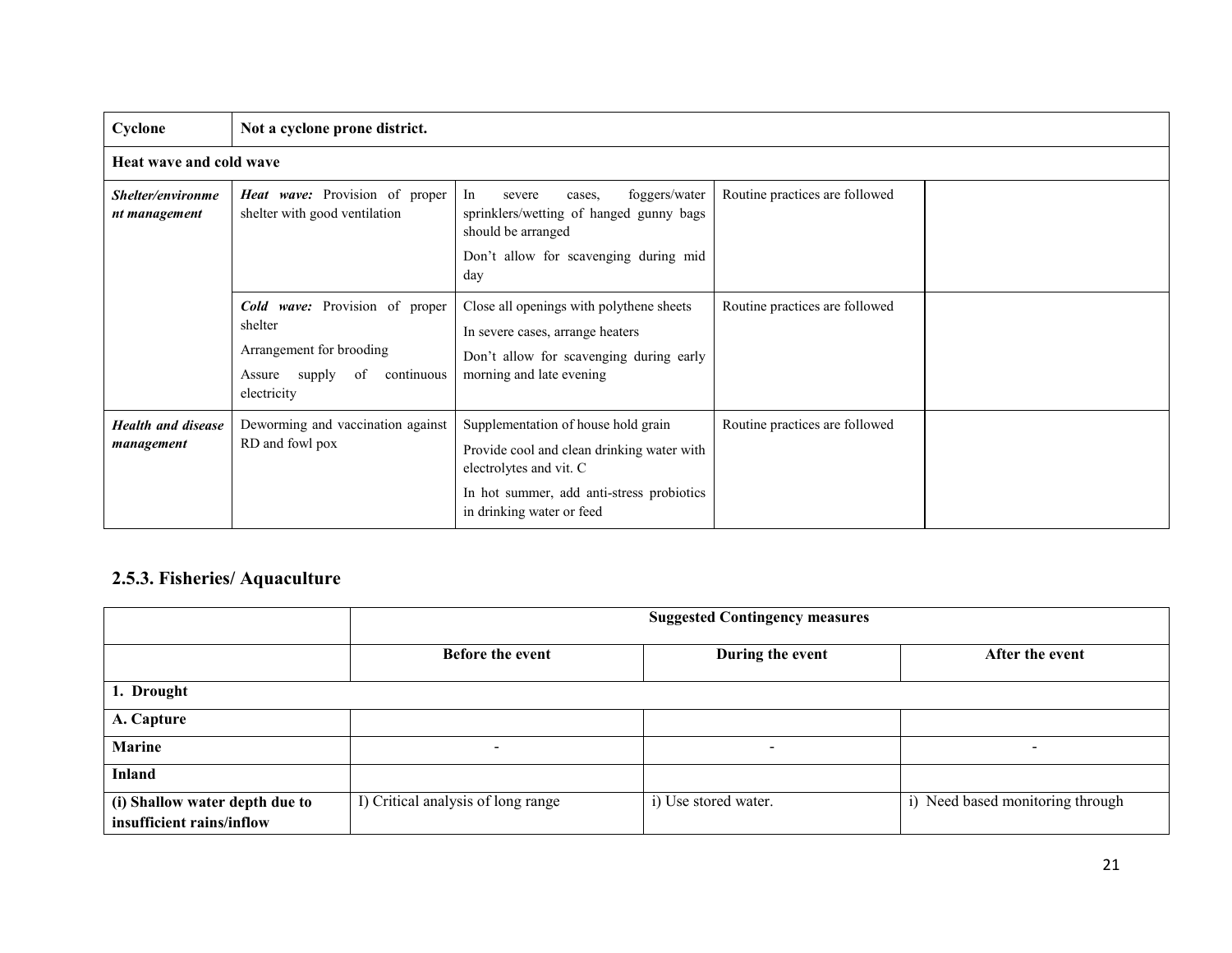| Cyclone | Not a cyclone prone district. | | | |
|---|---|---|---|---|
| **Heat wave and cold wave** | | | | |
| ***Shelter/environment management*** | ***Heat wave:*** Provision of proper shelter with good ventilation | In severe cases, foggers/water sprinklers/wetting of hanged gunny bags should be arranged<br>Don't allow for scavenging during mid day | Routine practices are followed | |
| | ***Cold wave:*** Provision of proper shelter<br>Arrangement for brooding<br>Assure supply of continuous electricity | Close all openings with polythene sheets<br>In severe cases, arrange heaters<br>Don't allow for scavenging during early morning and late evening | Routine practices are followed | |
| ***Health and disease management*** | Deworming and vaccination against RD and fowl pox | Supplementation of house hold grain<br>Provide cool and clean drinking water with electrolytes and vit. C<br>In hot summer, add anti-stress probiotics in drinking water or feed | Routine practices are followed | |

## 2.5.3. Fisheries/ Aquaculture

| | **Suggested Contingency measures** | | |
|---|---|---|---|
| | **Before the event** | **During the event** | **After the event** |
| **1. Drought** | | | |
| **A. Capture** | | | |
| **Marine** | - | - | - |
| **Inland** | | | |
| **(i) Shallow water depth due to insufficient rains/inflow** | I) Critical analysis of long range | i) Use stored water. | i) Need based monitoring through |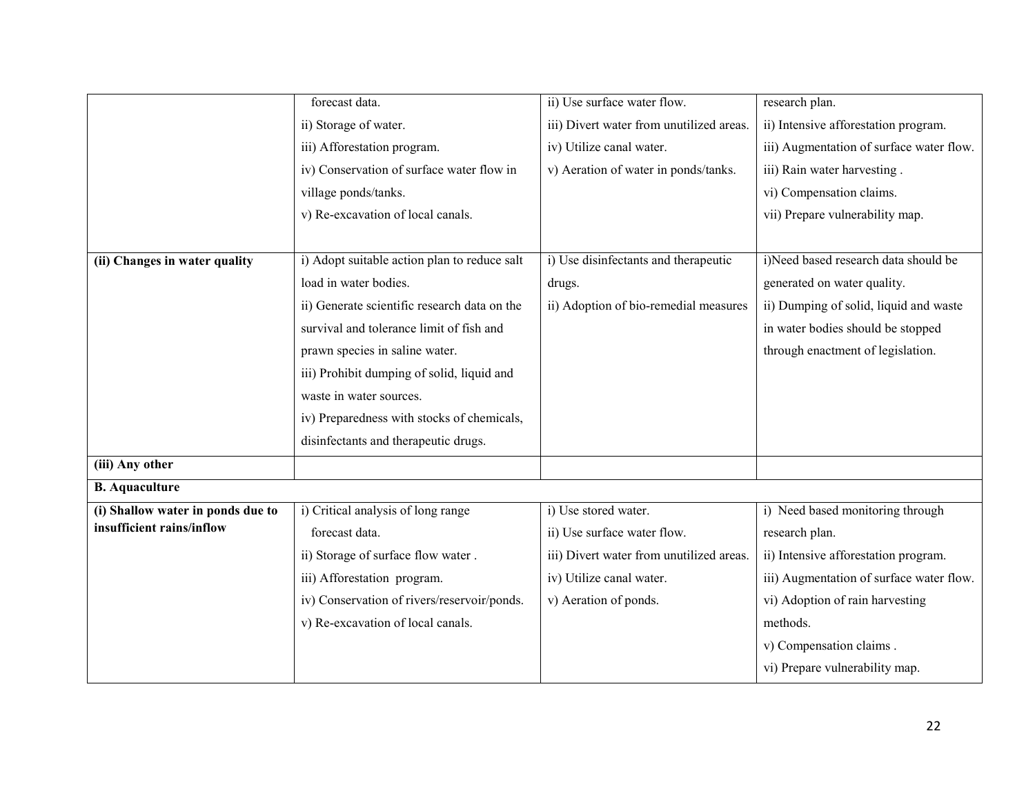| | | | |
|---|---|---|---|
| | forecast data.<br>ii) Storage of water.<br>iii) Afforestation program.<br>iv) Conservation of surface water flow in village ponds/tanks.<br>v) Re-excavation of local canals. | ii) Use surface water flow.<br>iii) Divert water from unutilized areas.<br>iv) Utilize canal water.<br>v) Aeration of water in ponds/tanks. | research plan.<br>ii) Intensive afforestation program.<br>iii) Augmentation of surface water flow.<br>iii) Rain water harvesting .<br>vi) Compensation claims.<br>vii) Prepare vulnerability map. |
| **(ii) Changes in water quality** | i) Adopt suitable action plan to reduce salt load in water bodies.<br>ii) Generate scientific research data on the survival and tolerance limit of fish and prawn species in saline water.<br>iii) Prohibit dumping of solid, liquid and waste in water sources.<br>iv) Preparedness with stocks of chemicals, disinfectants and therapeutic drugs. | i) Use disinfectants and therapeutic drugs.<br>ii) Adoption of bio-remedial measures | i)Need based research data should be generated on water quality.<br>ii) Dumping of solid, liquid and waste in water bodies should be stopped through enactment of legislation. |
| **(iii) Any other** | | | |
| **B. Aquaculture** | | | |
| **(i) Shallow water in ponds due to insufficient rains/inflow** | i) Critical analysis of long range forecast data.<br>ii) Storage of surface flow water .<br>iii) Afforestation program.<br>iv) Conservation of rivers/reservoir/ponds.<br>v) Re-excavation of local canals. | i) Use stored water.<br>ii) Use surface water flow.<br>iii) Divert water from unutilized areas.<br>iv) Utilize canal water.<br>v) Aeration of ponds. | i) Need based monitoring through research plan.<br>ii) Intensive afforestation program.<br>iii) Augmentation of surface water flow.<br>vi) Adoption of rain harvesting methods.<br>v) Compensation claims .<br>vi) Prepare vulnerability map. |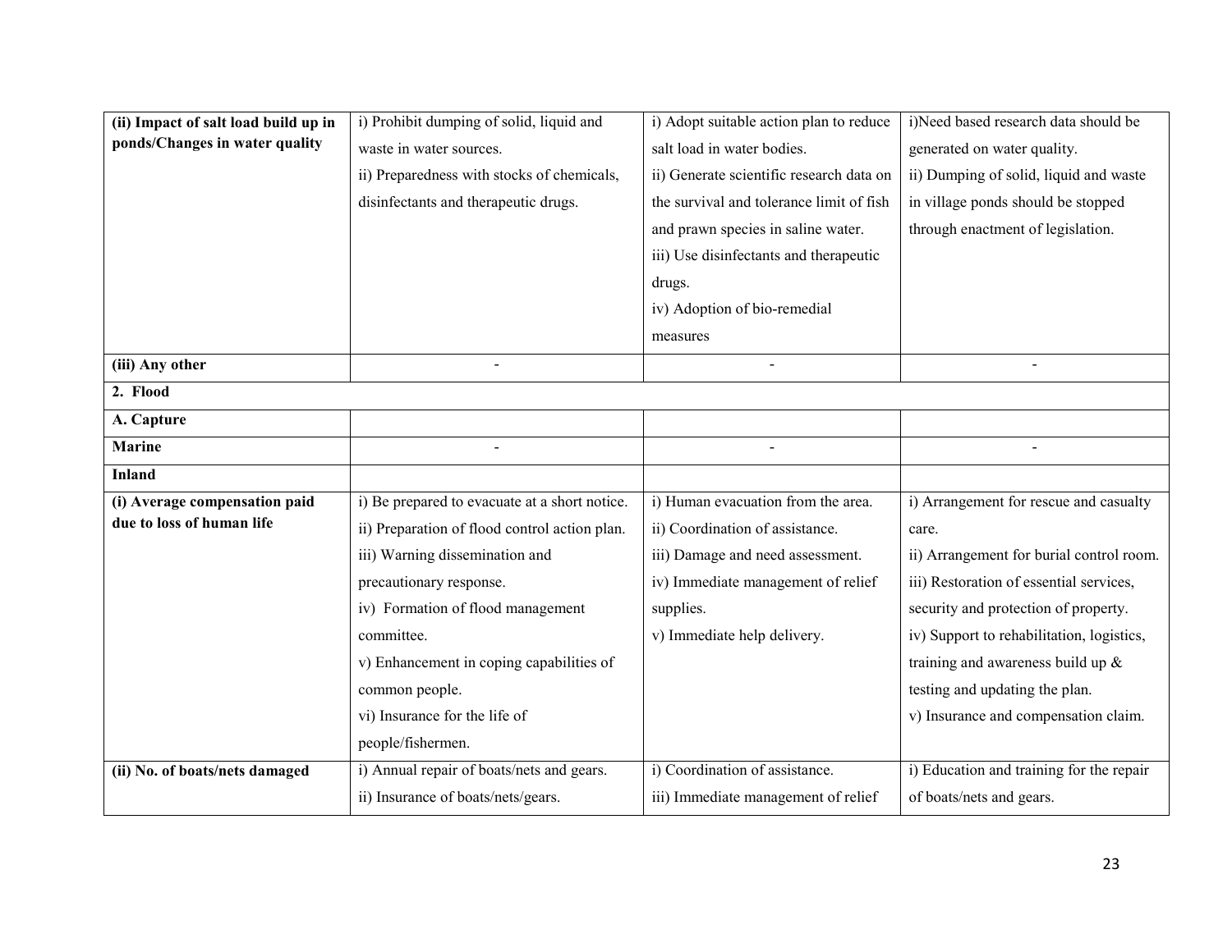| | | | |
|---|---|---|---|
| **(ii) Impact of salt load build up in ponds/Changes in water quality** | i) Prohibit dumping of solid, liquid and waste in water sources.<br>ii) Preparedness with stocks of chemicals, disinfectants and therapeutic drugs. | i) Adopt suitable action plan to reduce salt load in water bodies.<br>ii) Generate scientific research data on the survival and tolerance limit of fish and prawn species in saline water.<br>iii) Use disinfectants and therapeutic drugs.<br>iv) Adoption of bio-remedial measures | i)Need based research data should be generated on water quality.<br>ii) Dumping of solid, liquid and waste in village ponds should be stopped through enactment of legislation. |
| **(iii) Any other** | - | - | - |
| **2. Flood** | | | |
| **A. Capture** | | | |
| **Marine** | - | - | - |
| **Inland** | | | |
| **(i) Average compensation paid due to loss of human life** | i) Be prepared to evacuate at a short notice.<br>ii) Preparation of flood control action plan.<br>iii) Warning dissemination and precautionary response.<br>iv) Formation of flood management committee.<br>v) Enhancement in coping capabilities of common people.<br>vi) Insurance for the life of people/fishermen. | i) Human evacuation from the area.<br>ii) Coordination of assistance.<br>iii) Damage and need assessment.<br>iv) Immediate management of relief supplies.<br>v) Immediate help delivery. | i) Arrangement for rescue and casualty care.<br>ii) Arrangement for burial control room.<br>iii) Restoration of essential services, security and protection of property.<br>iv) Support to rehabilitation, logistics, training and awareness build up & testing and updating the plan.<br>v) Insurance and compensation claim. |
| **(ii) No. of boats/nets damaged** | i) Annual repair of boats/nets and gears.<br>ii) Insurance of boats/nets/gears. | i) Coordination of assistance.<br>iii) Immediate management of relief | i) Education and training for the repair of boats/nets and gears. |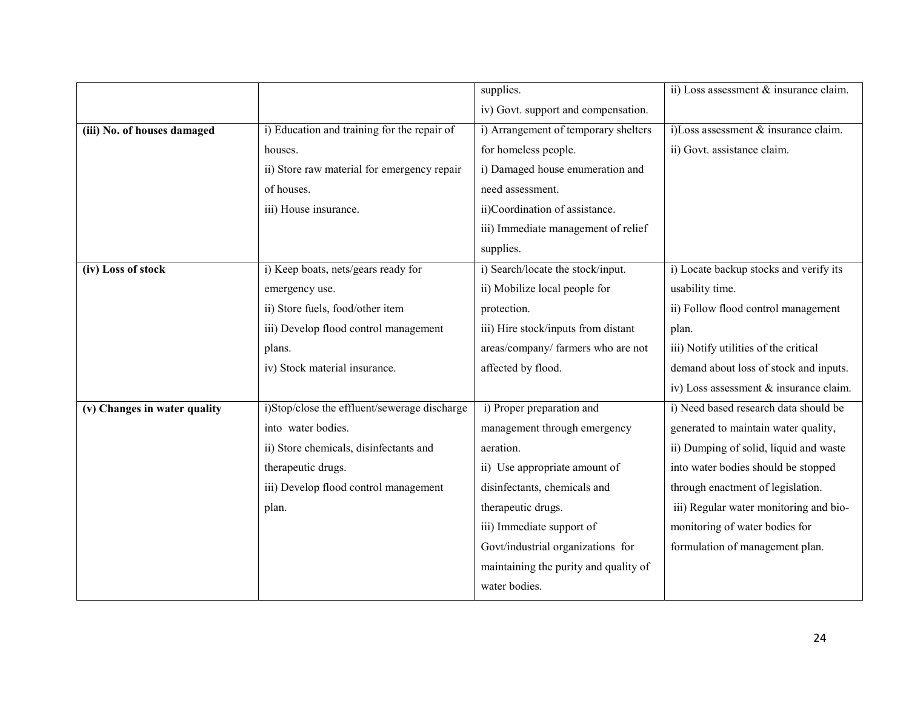| | | | |
|---|---|---|---|
| | | supplies.<br>iv) Govt. support and compensation. | ii) Loss assessment & insurance claim. |
| **(iii) No. of houses damaged** | i) Education and training for the repair of houses.<br>ii) Store raw material for emergency repair of houses.<br>iii) House insurance. | i) Arrangement of temporary shelters for homeless people.<br>i) Damaged house enumeration and need assessment.<br>ii)Coordination of assistance.<br>iii) Immediate management of relief supplies. | i)Loss assessment & insurance claim.<br>ii) Govt. assistance claim. |
| **(iv) Loss of stock** | i) Keep boats, nets/gears ready for emergency use.<br>ii) Store fuels, food/other item<br>iii) Develop flood control management plans.<br>iv) Stock material insurance. | i) Search/locate the stock/input.<br>ii) Mobilize local people for protection.<br>iii) Hire stock/inputs from distant areas/company/ farmers who are not affected by flood. | i) Locate backup stocks and verify its usability time.<br>ii) Follow flood control management plan.<br>iii) Notify utilities of the critical demand about loss of stock and inputs.<br>iv) Loss assessment & insurance claim. |
| **(v) Changes in water quality** | i)Stop/close the effluent/sewerage discharge into water bodies.<br>ii) Store chemicals, disinfectants and therapeutic drugs.<br>iii) Develop flood control management plan. | i) Proper preparation and management through emergency aeration.<br>ii) Use appropriate amount of disinfectants, chemicals and therapeutic drugs.<br>iii) Immediate support of Govt/industrial organizations for maintaining the purity and quality of water bodies. | i) Need based research data should be generated to maintain water quality,<br>ii) Dumping of solid, liquid and waste into water bodies should be stopped through enactment of legislation.<br>iii) Regular water monitoring and bio-monitoring of water bodies for formulation of management plan. |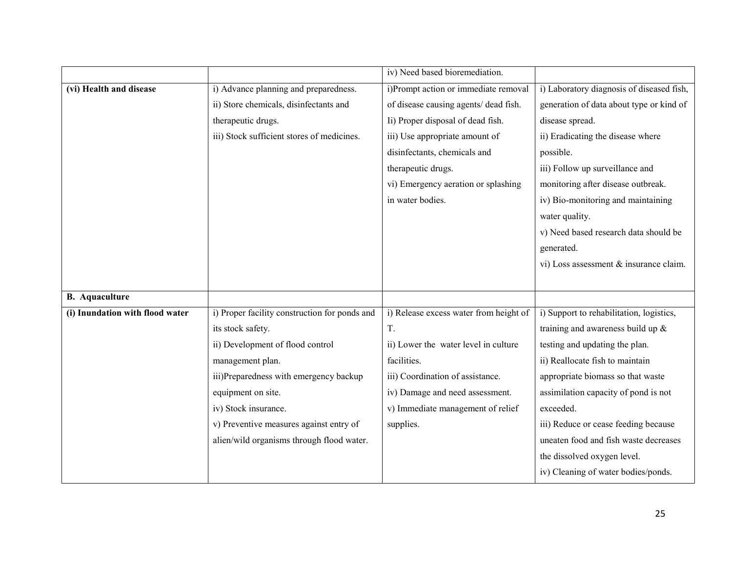| | | | |
|---|---|---|---|
| | | iv) Need based bioremediation. | |
| **(vi) Health and disease** | i) Advance planning and preparedness.<br>ii) Store chemicals, disinfectants and therapeutic drugs.<br>iii) Stock sufficient stores of medicines. | i)Prompt action or immediate removal of disease causing agents/ dead fish.<br>Ii) Proper disposal of dead fish.<br>iii) Use appropriate amount of disinfectants, chemicals and therapeutic drugs.<br>vi) Emergency aeration or splashing in water bodies. | i) Laboratory diagnosis of diseased fish, generation of data about type or kind of disease spread.<br>ii) Eradicating the disease where possible.<br>iii) Follow up surveillance and monitoring after disease outbreak.<br>iv) Bio-monitoring and maintaining water quality.<br>v) Need based research data should be generated.<br>vi) Loss assessment & insurance claim. |
| **B. Aquaculture** | | | |
| **(i) Inundation with flood water** | i) Proper facility construction for ponds and its stock safety.<br>ii) Development of flood control management plan.<br>iii)Preparedness with emergency backup equipment on site.<br>iv) Stock insurance.<br>v) Preventive measures against entry of alien/wild organisms through flood water. | i) Release excess water from height of T.<br>ii) Lower the water level in culture facilities.<br>iii) Coordination of assistance.<br>iv) Damage and need assessment.<br>v) Immediate management of relief supplies. | i) Support to rehabilitation, logistics, training and awareness build up & testing and updating the plan.<br>ii) Reallocate fish to maintain appropriate biomass so that waste assimilation capacity of pond is not exceeded.<br>iii) Reduce or cease feeding because uneaten food and fish waste decreases the dissolved oxygen level.<br>iv) Cleaning of water bodies/ponds. |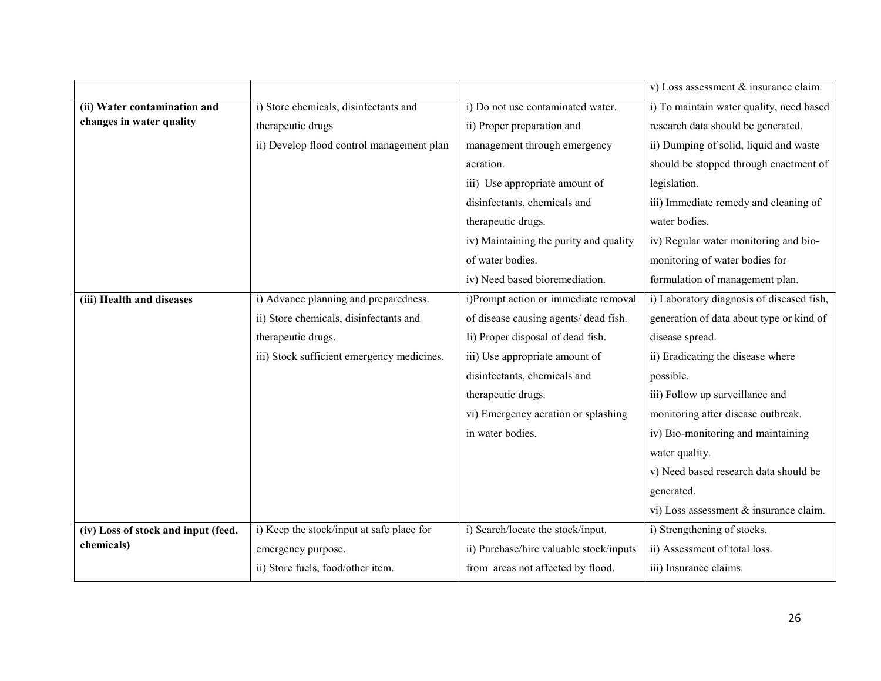| | | | |
|---|---|---|---|
| | | | v) Loss assessment & insurance claim. |
| **(ii) Water contamination and changes in water quality** | i) Store chemicals, disinfectants and therapeutic drugs<br>ii) Develop flood control management plan | i) Do not use contaminated water.<br>ii) Proper preparation and management through emergency aeration.<br>iii) Use appropriate amount of disinfectants, chemicals and therapeutic drugs.<br>iv) Maintaining the purity and quality of water bodies.<br>iv) Need based bioremediation. | i) To maintain water quality, need based research data should be generated.<br>ii) Dumping of solid, liquid and waste should be stopped through enactment of legislation.<br>iii) Immediate remedy and cleaning of water bodies.<br>iv) Regular water monitoring and bio-monitoring of water bodies for formulation of management plan. |
| **(iii) Health and diseases** | i) Advance planning and preparedness.<br>ii) Store chemicals, disinfectants and therapeutic drugs.<br>iii) Stock sufficient emergency medicines. | i)Prompt action or immediate removal of disease causing agents/ dead fish.<br>Ii) Proper disposal of dead fish.<br>iii) Use appropriate amount of disinfectants, chemicals and therapeutic drugs.<br>vi) Emergency aeration or splashing in water bodies. | i) Laboratory diagnosis of diseased fish, generation of data about type or kind of disease spread.<br>ii) Eradicating the disease where possible.<br>iii) Follow up surveillance and monitoring after disease outbreak.<br>iv) Bio-monitoring and maintaining water quality.<br>v) Need based research data should be generated.<br>vi) Loss assessment & insurance claim. |
| **(iv) Loss of stock and input (feed, chemicals)** | i) Keep the stock/input at safe place for emergency purpose.<br>ii) Store fuels, food/other item. | i) Search/locate the stock/input.<br>ii) Purchase/hire valuable stock/inputs from areas not affected by flood. | i) Strengthening of stocks.<br>ii) Assessment of total loss.<br>iii) Insurance claims. |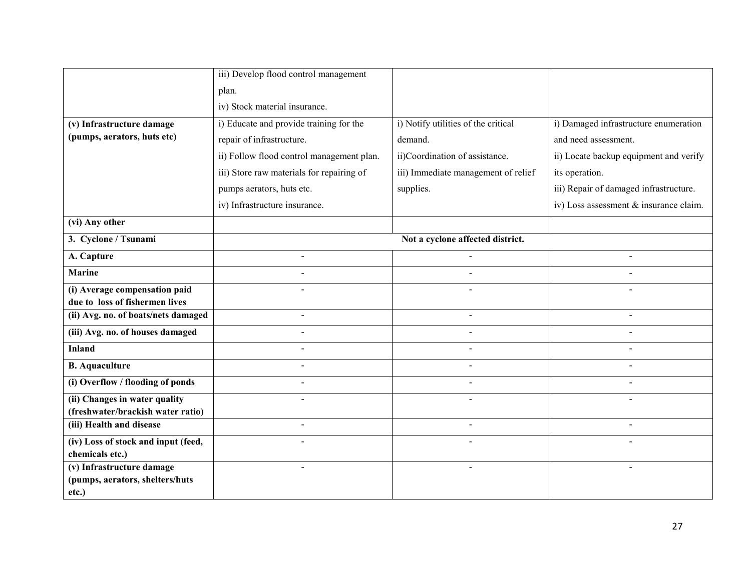| | | | |
|---|---|---|---|
| | iii) Develop flood control management plan.<br>iv) Stock material insurance. | | |
| **(v) Infrastructure damage (pumps, aerators, huts etc)** | i) Educate and provide training for the repair of infrastructure.<br>ii) Follow flood control management plan.<br>iii) Store raw materials for repairing of pumps aerators, huts etc.<br>iv) Infrastructure insurance. | i) Notify utilities of the critical demand.<br>ii)Coordination of assistance.<br>iii) Immediate management of relief supplies. | i) Damaged infrastructure enumeration and need assessment.<br>ii) Locate backup equipment and verify its operation.<br>iii) Repair of damaged infrastructure.<br>iv) Loss assessment & insurance claim. |
| **(vi) Any other** | | | |
| **3. Cyclone / Tsunami** | **Not a cyclone affected district.** | | |
| **A. Capture** | - | - | - |
| **Marine** | - | - | - |
| **(i) Average compensation paid due to loss of fishermen lives** | - | - | - |
| **(ii) Avg. no. of boats/nets damaged** | - | - | - |
| **(iii) Avg. no. of houses damaged** | - | - | - |
| **Inland** | - | - | - |
| **B. Aquaculture** | - | - | - |
| **(i) Overflow / flooding of ponds** | - | - | - |
| **(ii) Changes in water quality (freshwater/brackish water ratio)** | - | - | - |
| **(iii) Health and disease** | - | - | - |
| **(iv) Loss of stock and input (feed, chemicals etc.)** | - | - | - |
| **(v) Infrastructure damage (pumps, aerators, shelters/huts etc.)** | - | - | - |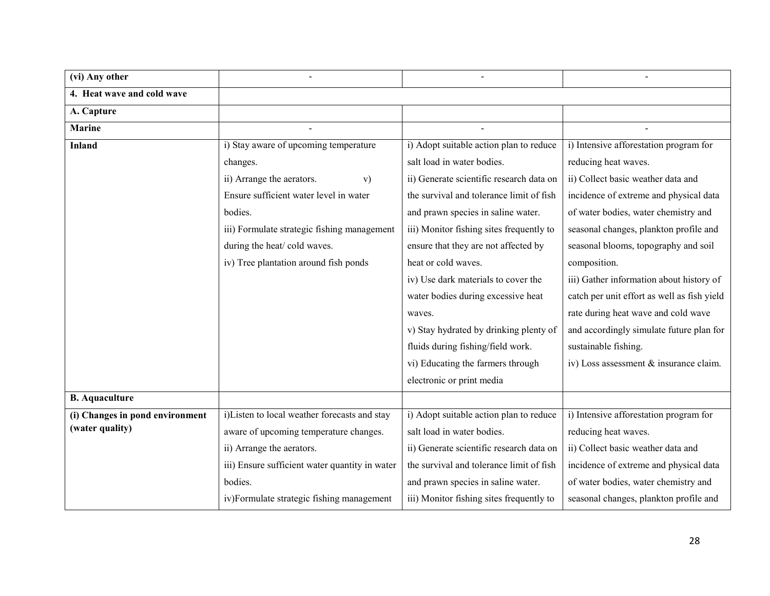| (vi) Any other | - | - | - |
|---|---|---|---|
| **4. Heat wave and cold wave** | | | |
| **A. Capture** | | | |
| **Marine** | - | - | - |
| **Inland** | i) Stay aware of upcoming temperature changes.<br>ii) Arrange the aerators. v) Ensure sufficient water level in water bodies.<br>iii) Formulate strategic fishing management during the heat/ cold waves.<br>iv) Tree plantation around fish ponds | i) Adopt suitable action plan to reduce salt load in water bodies.<br>ii) Generate scientific research data on the survival and tolerance limit of fish and prawn species in saline water.<br>iii) Monitor fishing sites frequently to ensure that they are not affected by heat or cold waves.<br>iv) Use dark materials to cover the water bodies during excessive heat waves.<br>v) Stay hydrated by drinking plenty of fluids during fishing/field work.<br>vi) Educating the farmers through electronic or print media | i) Intensive afforestation program for reducing heat waves.<br>ii) Collect basic weather data and incidence of extreme and physical data of water bodies, water chemistry and seasonal changes, plankton profile and seasonal blooms, topography and soil composition.<br>iii) Gather information about history of catch per unit effort as well as fish yield rate during heat wave and cold wave and accordingly simulate future plan for sustainable fishing.<br>iv) Loss assessment & insurance claim. |
| **B. Aquaculture** | | | |
| **(i) Changes in pond environment (water quality)** | i)Listen to local weather forecasts and stay aware of upcoming temperature changes.<br>ii) Arrange the aerators.<br>iii) Ensure sufficient water quantity in water bodies.<br>iv)Formulate strategic fishing management | i) Adopt suitable action plan to reduce salt load in water bodies.<br>ii) Generate scientific research data on the survival and tolerance limit of fish and prawn species in saline water.<br>iii) Monitor fishing sites frequently to | i) Intensive afforestation program for reducing heat waves.<br>ii) Collect basic weather data and incidence of extreme and physical data of water bodies, water chemistry and seasonal changes, plankton profile and |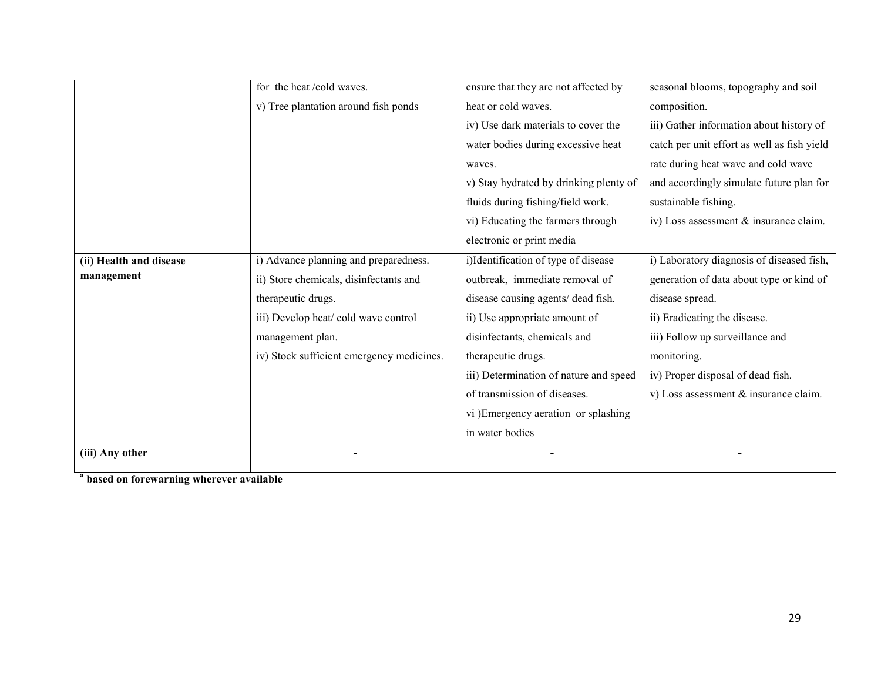| | | | |
|---|---|---|---|
| | for the heat /cold waves.<br>v) Tree plantation around fish ponds | ensure that they are not affected by heat or cold waves.<br>iv) Use dark materials to cover the water bodies during excessive heat waves.<br>v) Stay hydrated by drinking plenty of fluids during fishing/field work.<br>vi) Educating the farmers through electronic or print media | seasonal blooms, topography and soil composition.<br>iii) Gather information about history of catch per unit effort as well as fish yield rate during heat wave and cold wave and accordingly simulate future plan for sustainable fishing.<br>iv) Loss assessment & insurance claim. |
| **(ii) Health and disease management** | i) Advance planning and preparedness.<br>ii) Store chemicals, disinfectants and therapeutic drugs.<br>iii) Develop heat/ cold wave control management plan.<br>iv) Stock sufficient emergency medicines. | i)Identification of type of disease outbreak, immediate removal of disease causing agents/ dead fish.<br>ii) Use appropriate amount of disinfectants, chemicals and therapeutic drugs.<br>iii) Determination of nature and speed of transmission of diseases.<br>vi )Emergency aeration or splashing in water bodies | i) Laboratory diagnosis of diseased fish, generation of data about type or kind of disease spread.<br>ii) Eradicating the disease.<br>iii) Follow up surveillance and monitoring.<br>iv) Proper disposal of dead fish.<br>v) Loss assessment & insurance claim. |
| **(iii) Any other** | - | - | - |

**[a] based on forewarning wherever available**